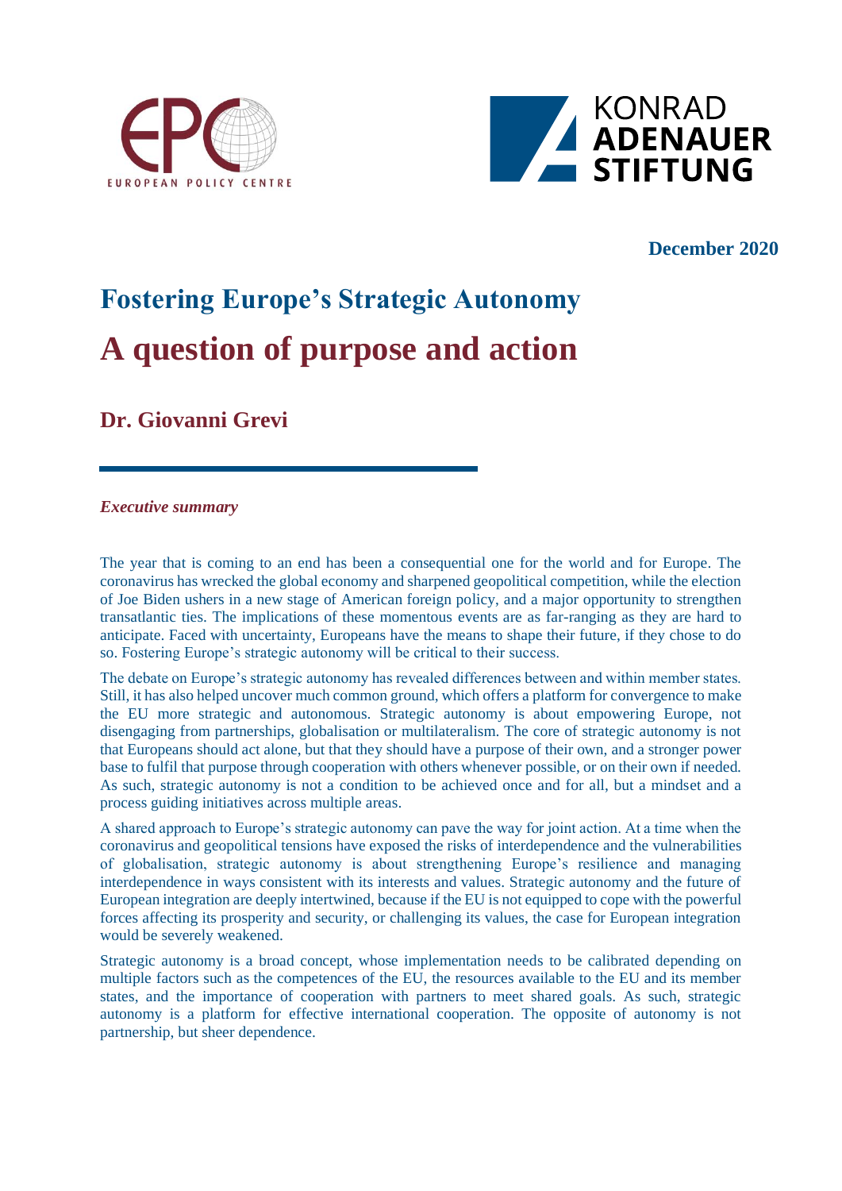EUROPEAN POLICY CENTRE

KONRAD ADENAUER STIFTUNG

**December 2020**

# Fostering Europe's Strategic Autonomy

# A question of purpose and action

## Dr. Giovanni Grevi

***Executive summary***

The year that is coming to an end has been a consequential one for the world and for Europe. The coronavirus has wrecked the global economy and sharpened geopolitical competition, while the election of Joe Biden ushers in a new stage of American foreign policy, and a major opportunity to strengthen transatlantic ties. The implications of these momentous events are as far-ranging as they are hard to anticipate. Faced with uncertainty, Europeans have the means to shape their future, if they chose to do so. Fostering Europe's strategic autonomy will be critical to their success.

The debate on Europe's strategic autonomy has revealed differences between and within member states. Still, it has also helped uncover much common ground, which offers a platform for convergence to make the EU more strategic and autonomous. Strategic autonomy is about empowering Europe, not disengaging from partnerships, globalisation or multilateralism. The core of strategic autonomy is not that Europeans should act alone, but that they should have a purpose of their own, and a stronger power base to fulfil that purpose through cooperation with others whenever possible, or on their own if needed. As such, strategic autonomy is not a condition to be achieved once and for all, but a mindset and a process guiding initiatives across multiple areas.

A shared approach to Europe's strategic autonomy can pave the way for joint action. At a time when the coronavirus and geopolitical tensions have exposed the risks of interdependence and the vulnerabilities of globalisation, strategic autonomy is about strengthening Europe's resilience and managing interdependence in ways consistent with its interests and values. Strategic autonomy and the future of European integration are deeply intertwined, because if the EU is not equipped to cope with the powerful forces affecting its prosperity and security, or challenging its values, the case for European integration would be severely weakened.

Strategic autonomy is a broad concept, whose implementation needs to be calibrated depending on multiple factors such as the competences of the EU, the resources available to the EU and its member states, and the importance of cooperation with partners to meet shared goals. As such, strategic autonomy is a platform for effective international cooperation. The opposite of autonomy is not partnership, but sheer dependence.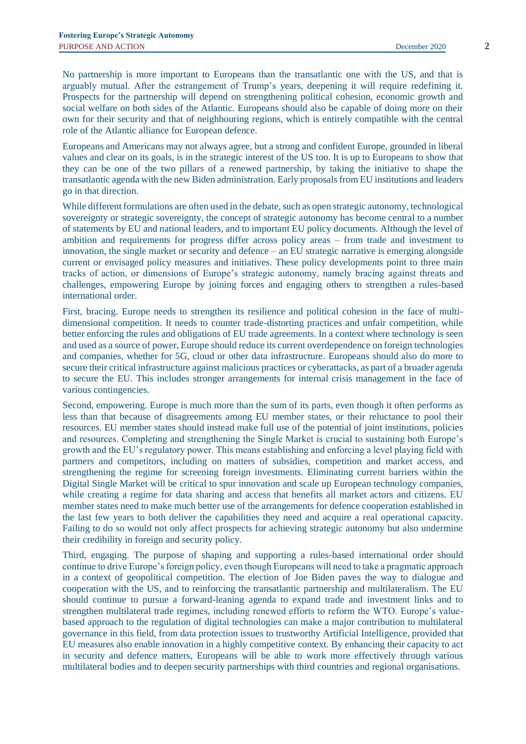No partnership is more important to Europeans than the transatlantic one with the US, and that is arguably mutual. After the estrangement of Trump's years, deepening it will require redefining it. Prospects for the partnership will depend on strengthening political cohesion, economic growth and social welfare on both sides of the Atlantic. Europeans should also be capable of doing more on their own for their security and that of neighbouring regions, which is entirely compatible with the central role of the Atlantic alliance for European defence.

Europeans and Americans may not always agree, but a strong and confident Europe, grounded in liberal values and clear on its goals, is in the strategic interest of the US too. It is up to Europeans to show that they can be one of the two pillars of a renewed partnership, by taking the initiative to shape the transatlantic agenda with the new Biden administration. Early proposals from EU institutions and leaders go in that direction.

While different formulations are often used in the debate, such as open strategic autonomy, technological sovereignty or strategic sovereignty, the concept of strategic autonomy has become central to a number of statements by EU and national leaders, and to important EU policy documents. Although the level of ambition and requirements for progress differ across policy areas – from trade and investment to innovation, the single market or security and defence – an EU strategic narrative is emerging alongside current or envisaged policy measures and initiatives. These policy developments point to three main tracks of action, or dimensions of Europe's strategic autonomy, namely bracing against threats and challenges, empowering Europe by joining forces and engaging others to strengthen a rules-based international order.

First, bracing. Europe needs to strengthen its resilience and political cohesion in the face of multi-dimensional competition. It needs to counter trade-distorting practices and unfair competition, while better enforcing the rules and obligations of EU trade agreements. In a context where technology is seen and used as a source of power, Europe should reduce its current overdependence on foreign technologies and companies, whether for 5G, cloud or other data infrastructure. Europeans should also do more to secure their critical infrastructure against malicious practices or cyberattacks, as part of a broader agenda to secure the EU. This includes stronger arrangements for internal crisis management in the face of various contingencies.

Second, empowering. Europe is much more than the sum of its parts, even though it often performs as less than that because of disagreements among EU member states, or their reluctance to pool their resources. EU member states should instead make full use of the potential of joint institutions, policies and resources. Completing and strengthening the Single Market is crucial to sustaining both Europe's growth and the EU's regulatory power. This means establishing and enforcing a level playing field with partners and competitors, including on matters of subsidies, competition and market access, and strengthening the regime for screening foreign investments. Eliminating current barriers within the Digital Single Market will be critical to spur innovation and scale up European technology companies, while creating a regime for data sharing and access that benefits all market actors and citizens. EU member states need to make much better use of the arrangements for defence cooperation established in the last few years to both deliver the capabilities they need and acquire a real operational capacity. Failing to do so would not only affect prospects for achieving strategic autonomy but also undermine their credibility in foreign and security policy.

Third, engaging. The purpose of shaping and supporting a rules-based international order should continue to drive Europe's foreign policy, even though Europeans will need to take a pragmatic approach in a context of geopolitical competition. The election of Joe Biden paves the way to dialogue and cooperation with the US, and to reinforcing the transatlantic partnership and multilateralism. The EU should continue to pursue a forward-leaning agenda to expand trade and investment links and to strengthen multilateral trade regimes, including renewed efforts to reform the WTO. Europe's value-based approach to the regulation of digital technologies can make a major contribution to multilateral governance in this field, from data protection issues to trustworthy Artificial Intelligence, provided that EU measures also enable innovation in a highly competitive context. By enhancing their capacity to act in security and defence matters, Europeans will be able to work more effectively through various multilateral bodies and to deepen security partnerships with third countries and regional organisations.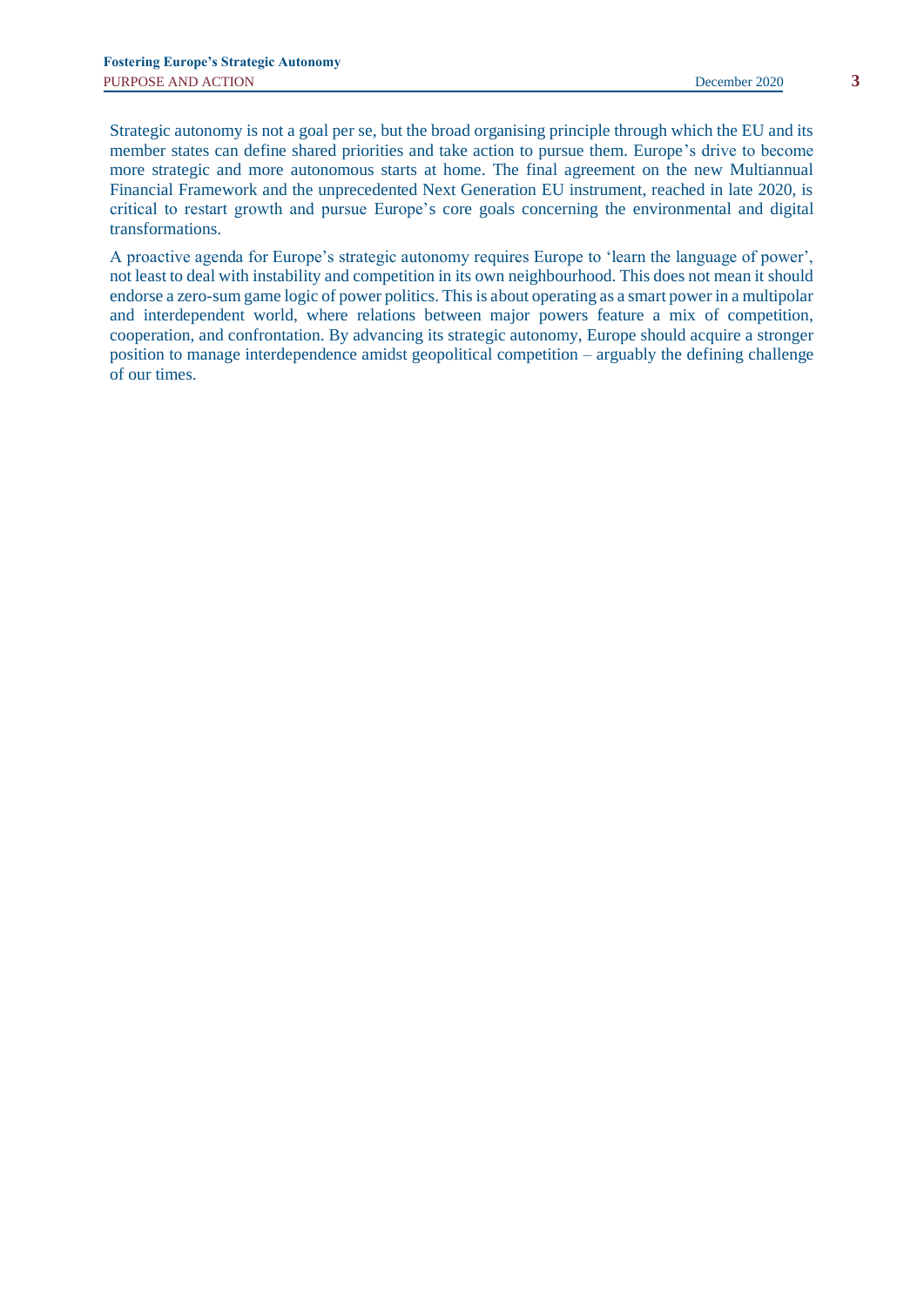Strategic autonomy is not a goal per se, but the broad organising principle through which the EU and its member states can define shared priorities and take action to pursue them. Europe's drive to become more strategic and more autonomous starts at home. The final agreement on the new Multiannual Financial Framework and the unprecedented Next Generation EU instrument, reached in late 2020, is critical to restart growth and pursue Europe's core goals concerning the environmental and digital transformations.

A proactive agenda for Europe's strategic autonomy requires Europe to 'learn the language of power', not least to deal with instability and competition in its own neighbourhood. This does not mean it should endorse a zero-sum game logic of power politics. This is about operating as a smart power in a multipolar and interdependent world, where relations between major powers feature a mix of competition, cooperation, and confrontation. By advancing its strategic autonomy, Europe should acquire a stronger position to manage interdependence amidst geopolitical competition – arguably the defining challenge of our times.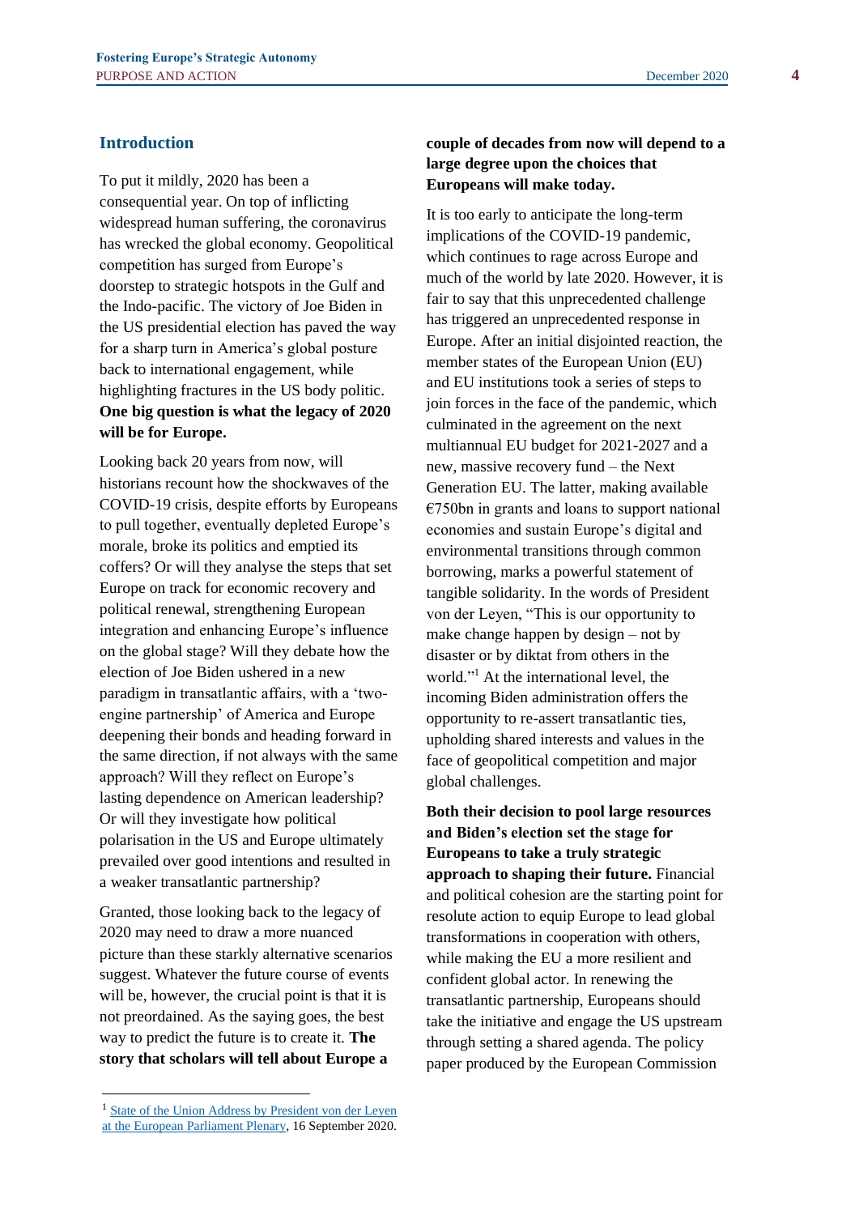## Introduction

To put it mildly, 2020 has been a consequential year. On top of inflicting widespread human suffering, the coronavirus has wrecked the global economy. Geopolitical competition has surged from Europe's doorstep to strategic hotspots in the Gulf and the Indo-pacific. The victory of Joe Biden in the US presidential election has paved the way for a sharp turn in America's global posture back to international engagement, while highlighting fractures in the US body politic. **One big question is what the legacy of 2020 will be for Europe.**

Looking back 20 years from now, will historians recount how the shockwaves of the COVID-19 crisis, despite efforts by Europeans to pull together, eventually depleted Europe's morale, broke its politics and emptied its coffers? Or will they analyse the steps that set Europe on track for economic recovery and political renewal, strengthening European integration and enhancing Europe's influence on the global stage? Will they debate how the election of Joe Biden ushered in a new paradigm in transatlantic affairs, with a 'two-engine partnership' of America and Europe deepening their bonds and heading forward in the same direction, if not always with the same approach? Will they reflect on Europe's lasting dependence on American leadership? Or will they investigate how political polarisation in the US and Europe ultimately prevailed over good intentions and resulted in a weaker transatlantic partnership?

Granted, those looking back to the legacy of 2020 may need to draw a more nuanced picture than these starkly alternative scenarios suggest. Whatever the future course of events will be, however, the crucial point is that it is not preordained. As the saying goes, the best way to predict the future is to create it. **The story that scholars will tell about Europe a couple of decades from now will depend to a large degree upon the choices that Europeans will make today.**

It is too early to anticipate the long-term implications of the COVID-19 pandemic, which continues to rage across Europe and much of the world by late 2020. However, it is fair to say that this unprecedented challenge has triggered an unprecedented response in Europe. After an initial disjointed reaction, the member states of the European Union (EU) and EU institutions took a series of steps to join forces in the face of the pandemic, which culminated in the agreement on the next multiannual EU budget for 2021-2027 and a new, massive recovery fund – the Next Generation EU. The latter, making available €750bn in grants and loans to support national economies and sustain Europe's digital and environmental transitions through common borrowing, marks a powerful statement of tangible solidarity. In the words of President von der Leyen, "This is our opportunity to make change happen by design – not by disaster or by diktat from others in the world."[1] At the international level, the incoming Biden administration offers the opportunity to re-assert transatlantic ties, upholding shared interests and values in the face of geopolitical competition and major global challenges.

**Both their decision to pool large resources and Biden's election set the stage for Europeans to take a truly strategic approach to shaping their future.** Financial and political cohesion are the starting point for resolute action to equip Europe to lead global transformations in cooperation with others, while making the EU a more resilient and confident global actor. In renewing the transatlantic partnership, Europeans should take the initiative and engage the US upstream through setting a shared agenda. The policy paper produced by the European Commission

---

[1] State of the Union Address by President von der Leyen at the European Parliament Plenary, 16 September 2020.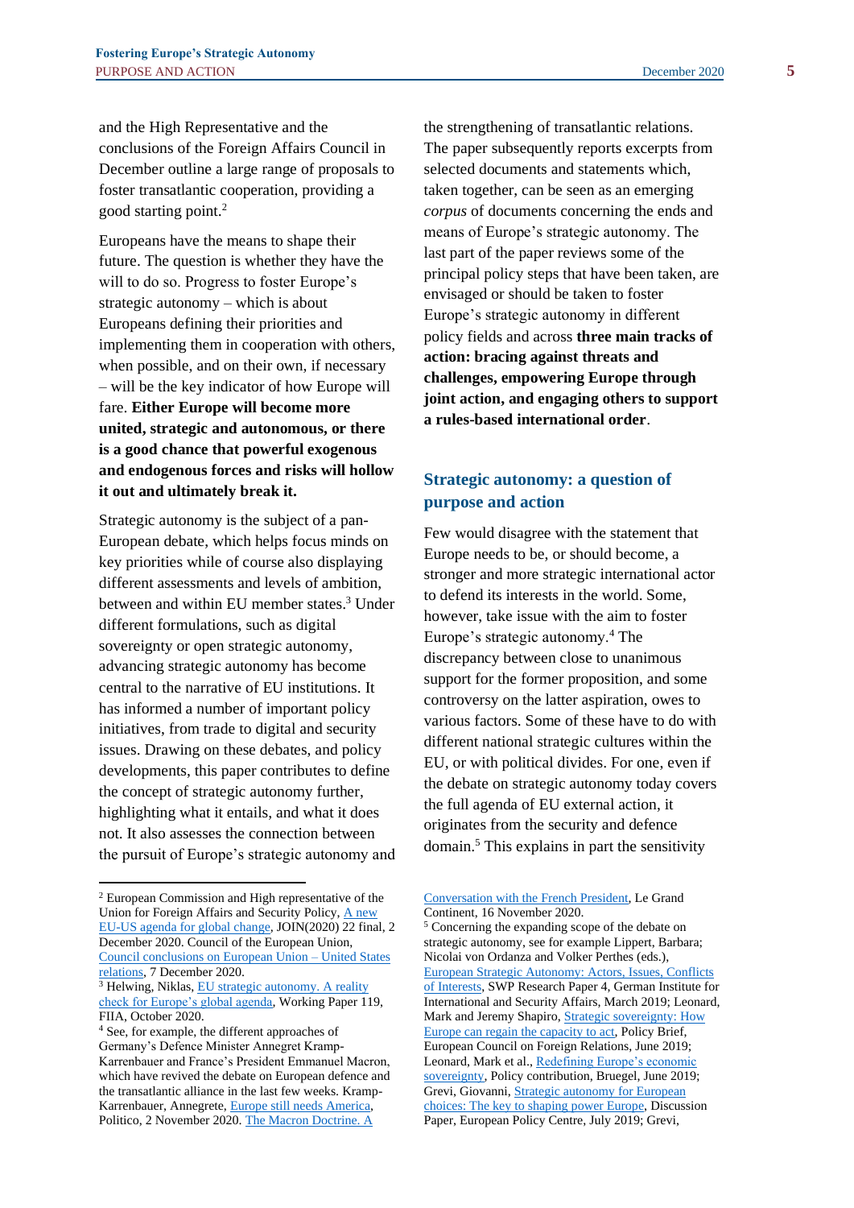and the High Representative and the conclusions of the Foreign Affairs Council in December outline a large range of proposals to foster transatlantic cooperation, providing a good starting point.[2]

Europeans have the means to shape their future. The question is whether they have the will to do so. Progress to foster Europe's strategic autonomy – which is about Europeans defining their priorities and implementing them in cooperation with others, when possible, and on their own, if necessary – will be the key indicator of how Europe will fare. **Either Europe will become more united, strategic and autonomous, or there is a good chance that powerful exogenous and endogenous forces and risks will hollow it out and ultimately break it.**

Strategic autonomy is the subject of a pan-European debate, which helps focus minds on key priorities while of course also displaying different assessments and levels of ambition, between and within EU member states.[3] Under different formulations, such as digital sovereignty or open strategic autonomy, advancing strategic autonomy has become central to the narrative of EU institutions. It has informed a number of important policy initiatives, from trade to digital and security issues. Drawing on these debates, and policy developments, this paper contributes to define the concept of strategic autonomy further, highlighting what it entails, and what it does not. It also assesses the connection between the pursuit of Europe's strategic autonomy and the strengthening of transatlantic relations. The paper subsequently reports excerpts from selected documents and statements which, taken together, can be seen as an emerging *corpus* of documents concerning the ends and means of Europe's strategic autonomy. The last part of the paper reviews some of the principal policy steps that have been taken, are envisaged or should be taken to foster Europe's strategic autonomy in different policy fields and across **three main tracks of action: bracing against threats and challenges, empowering Europe through joint action, and engaging others to support a rules-based international order**.

## Strategic autonomy: a question of purpose and action

Few would disagree with the statement that Europe needs to be, or should become, a stronger and more strategic international actor to defend its interests in the world. Some, however, take issue with the aim to foster Europe's strategic autonomy.[4] The discrepancy between close to unanimous support for the former proposition, and some controversy on the latter aspiration, owes to various factors. Some of these have to do with different national strategic cultures within the EU, or with political divides. For one, even if the debate on strategic autonomy today covers the full agenda of EU external action, it originates from the security and defence domain.[5] This explains in part the sensitivity

---

[2] European Commission and High representative of the Union for Foreign Affairs and Security Policy, A new EU-US agenda for global change, JOIN(2020) 22 final, 2 December 2020. Council of the European Union, Council conclusions on European Union – United States relations, 7 December 2020.

[3] Helwing, Niklas, EU strategic autonomy. A reality check for Europe's global agenda, Working Paper 119, FIIA, October 2020.

[4] See, for example, the different approaches of Germany's Defence Minister Annegret Kramp-Karrenbauer and France's President Emmanuel Macron, which have revived the debate on European defence and the transatlantic alliance in the last few weeks. Kramp-Karrenbauer, Annegrete, Europe still needs America, Politico, 2 November 2020. The Macron Doctrine. A Conversation with the French President, Le Grand Continent, 16 November 2020.

[5] Concerning the expanding scope of the debate on strategic autonomy, see for example Lippert, Barbara; Nicolai von Ordanza and Volker Perthes (eds.), European Strategic Autonomy: Actors, Issues, Conflicts of Interests, SWP Research Paper 4, German Institute for International and Security Affairs, March 2019; Leonard, Mark and Jeremy Shapiro, Strategic sovereignty: How Europe can regain the capacity to act, Policy Brief, European Council on Foreign Relations, June 2019; Leonard, Mark et al., Redefining Europe's economic sovereignty, Policy contribution, Bruegel, June 2019; Grevi, Giovanni, Strategic autonomy for European choices: The key to shaping power Europe, Discussion Paper, European Policy Centre, July 2019; Grevi,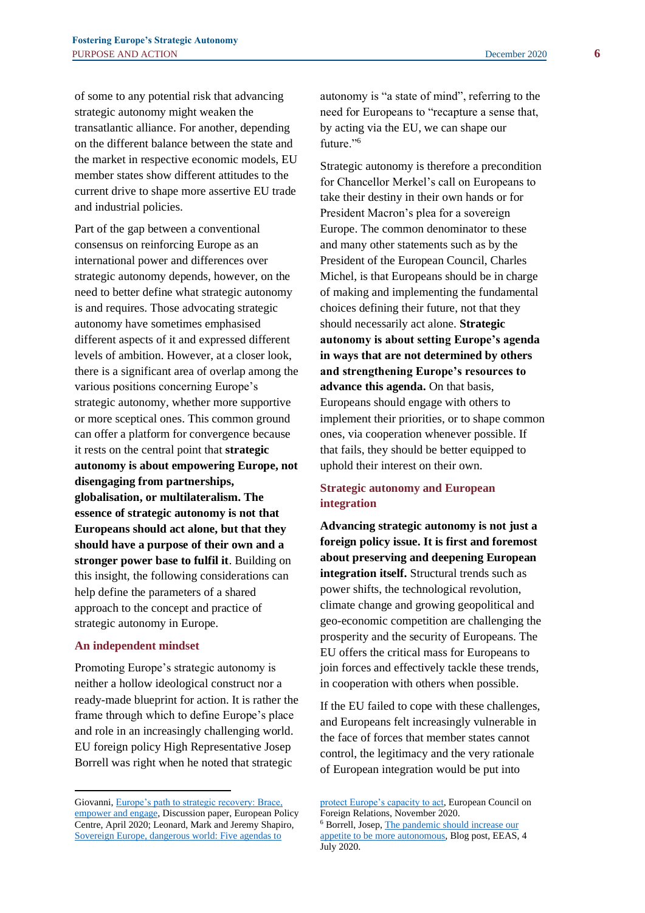of some to any potential risk that advancing strategic autonomy might weaken the transatlantic alliance. For another, depending on the different balance between the state and the market in respective economic models, EU member states show different attitudes to the current drive to shape more assertive EU trade and industrial policies.

Part of the gap between a conventional consensus on reinforcing Europe as an international power and differences over strategic autonomy depends, however, on the need to better define what strategic autonomy is and requires. Those advocating strategic autonomy have sometimes emphasised different aspects of it and expressed different levels of ambition. However, at a closer look, there is a significant area of overlap among the various positions concerning Europe's strategic autonomy, whether more supportive or more sceptical ones. This common ground can offer a platform for convergence because it rests on the central point that **strategic autonomy is about empowering Europe, not disengaging from partnerships, globalisation, or multilateralism. The essence of strategic autonomy is not that Europeans should act alone, but that they should have a purpose of their own and a stronger power base to fulfil it**. Building on this insight, the following considerations can help define the parameters of a shared approach to the concept and practice of strategic autonomy in Europe.

## An independent mindset

Promoting Europe's strategic autonomy is neither a hollow ideological construct nor a ready-made blueprint for action. It is rather the frame through which to define Europe's place and role in an increasingly challenging world. EU foreign policy High Representative Josep Borrell was right when he noted that strategic autonomy is "a state of mind", referring to the need for Europeans to "recapture a sense that, by acting via the EU, we can shape our future."[6]

Strategic autonomy is therefore a precondition for Chancellor Merkel's call on Europeans to take their destiny in their own hands or for President Macron's plea for a sovereign Europe. The common denominator to these and many other statements such as by the President of the European Council, Charles Michel, is that Europeans should be in charge of making and implementing the fundamental choices defining their future, not that they should necessarily act alone. **Strategic autonomy is about setting Europe's agenda in ways that are not determined by others and strengthening Europe's resources to advance this agenda.** On that basis, Europeans should engage with others to implement their priorities, or to shape common ones, via cooperation whenever possible. If that fails, they should be better equipped to uphold their interest on their own.

## Strategic autonomy and European integration

**Advancing strategic autonomy is not just a foreign policy issue. It is first and foremost about preserving and deepening European integration itself.** Structural trends such as power shifts, the technological revolution, climate change and growing geopolitical and geo-economic competition are challenging the prosperity and the security of Europeans. The EU offers the critical mass for Europeans to join forces and effectively tackle these trends, in cooperation with others when possible.

If the EU failed to cope with these challenges, and Europeans felt increasingly vulnerable in the face of forces that member states cannot control, the legitimacy and the very rationale of European integration would be put into

---

Giovanni, Europe's path to strategic recovery: Brace, empower and engage, Discussion paper, European Policy Centre, April 2020; Leonard, Mark and Jeremy Shapiro, Sovereign Europe, dangerous world: Five agendas to protect Europe's capacity to act, European Council on Foreign Relations, November 2020.

[6] Borrell, Josep, The pandemic should increase our appetite to be more autonomous, Blog post, EEAS, 4 July 2020.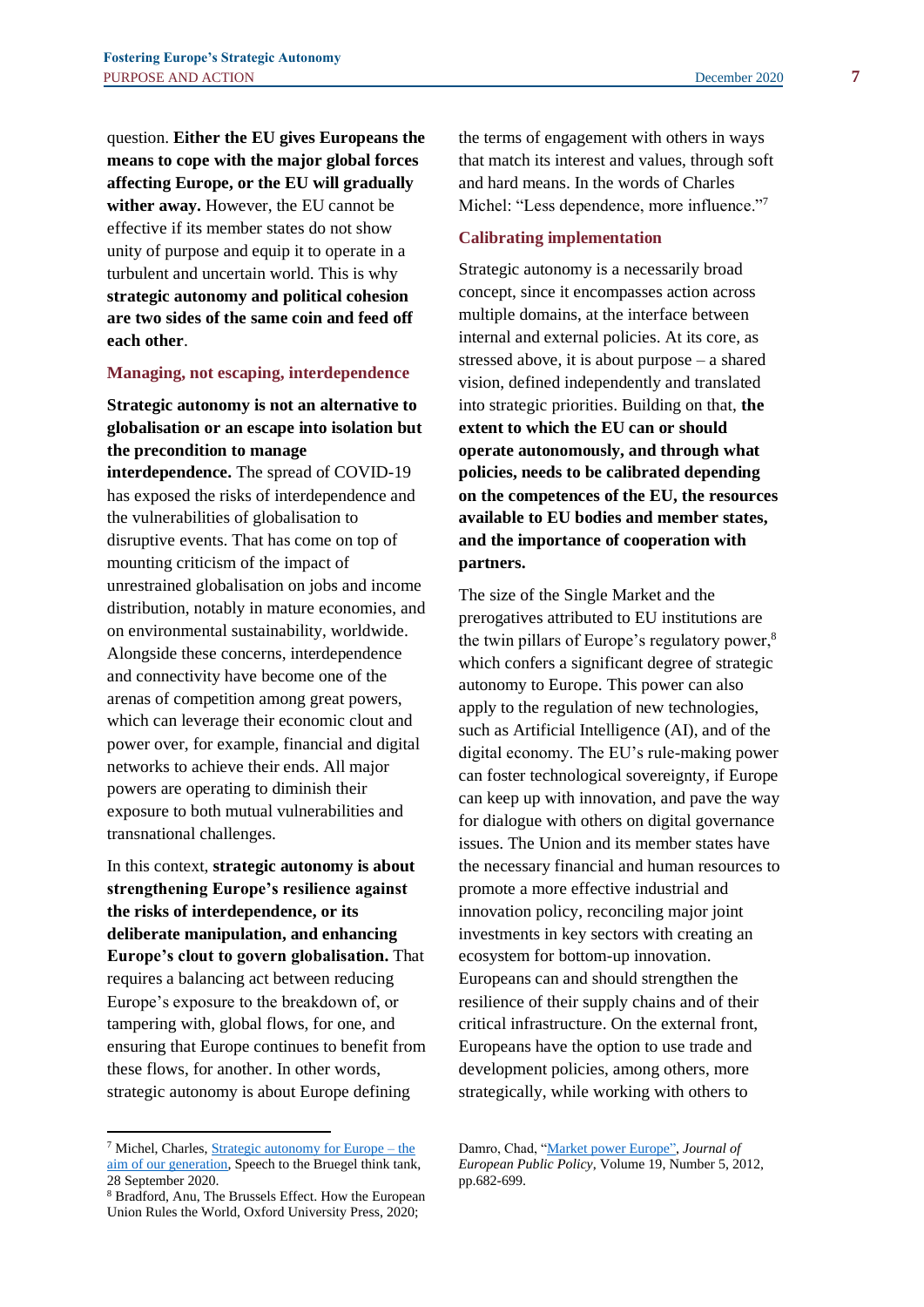question. **Either the EU gives Europeans the means to cope with the major global forces affecting Europe, or the EU will gradually wither away.** However, the EU cannot be effective if its member states do not show unity of purpose and equip it to operate in a turbulent and uncertain world. This is why **strategic autonomy and political cohesion are two sides of the same coin and feed off each other**.

### Managing, not escaping, interdependence

**Strategic autonomy is not an alternative to globalisation or an escape into isolation but the precondition to manage interdependence.** The spread of COVID-19 has exposed the risks of interdependence and the vulnerabilities of globalisation to disruptive events. That has come on top of mounting criticism of the impact of unrestrained globalisation on jobs and income distribution, notably in mature economies, and on environmental sustainability, worldwide. Alongside these concerns, interdependence and connectivity have become one of the arenas of competition among great powers, which can leverage their economic clout and power over, for example, financial and digital networks to achieve their ends. All major powers are operating to diminish their exposure to both mutual vulnerabilities and transnational challenges.

In this context, **strategic autonomy is about strengthening Europe's resilience against the risks of interdependence, or its deliberate manipulation, and enhancing Europe's clout to govern globalisation.** That requires a balancing act between reducing Europe's exposure to the breakdown of, or tampering with, global flows, for one, and ensuring that Europe continues to benefit from these flows, for another. In other words, strategic autonomy is about Europe defining the terms of engagement with others in ways that match its interest and values, through soft and hard means. In the words of Charles Michel: "Less dependence, more influence."[7]

### Calibrating implementation

Strategic autonomy is a necessarily broad concept, since it encompasses action across multiple domains, at the interface between internal and external policies. At its core, as stressed above, it is about purpose – a shared vision, defined independently and translated into strategic priorities. Building on that, **the extent to which the EU can or should operate autonomously, and through what policies, needs to be calibrated depending on the competences of the EU, the resources available to EU bodies and member states, and the importance of cooperation with partners.**

The size of the Single Market and the prerogatives attributed to EU institutions are the twin pillars of Europe's regulatory power,[8] which confers a significant degree of strategic autonomy to Europe. This power can also apply to the regulation of new technologies, such as Artificial Intelligence (AI), and of the digital economy. The EU's rule-making power can foster technological sovereignty, if Europe can keep up with innovation, and pave the way for dialogue with others on digital governance issues. The Union and its member states have the necessary financial and human resources to promote a more effective industrial and innovation policy, reconciling major joint investments in key sectors with creating an ecosystem for bottom-up innovation. Europeans can and should strengthen the resilience of their supply chains and of their critical infrastructure. On the external front, Europeans have the option to use trade and development policies, among others, more strategically, while working with others to

---

[7] Michel, Charles, Strategic autonomy for Europe – the aim of our generation, Speech to the Bruegel think tank, 28 September 2020.

[8] Bradford, Anu, The Brussels Effect. How the European Union Rules the World, Oxford University Press, 2020; Damro, Chad, "Market power Europe", *Journal of European Public Policy*, Volume 19, Number 5, 2012, pp.682-699.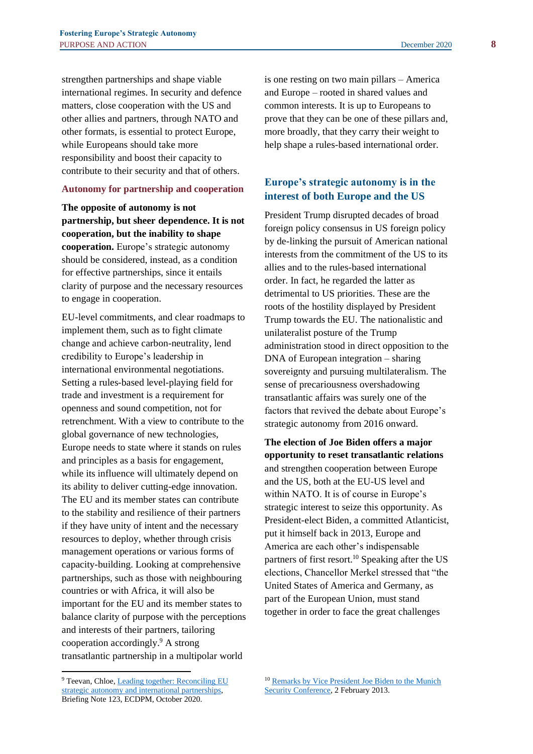strengthen partnerships and shape viable international regimes. In security and defence matters, close cooperation with the US and other allies and partners, through NATO and other formats, is essential to protect Europe, while Europeans should take more responsibility and boost their capacity to contribute to their security and that of others.

### Autonomy for partnership and cooperation

**The opposite of autonomy is not partnership, but sheer dependence. It is not cooperation, but the inability to shape cooperation.** Europe's strategic autonomy should be considered, instead, as a condition for effective partnerships, since it entails clarity of purpose and the necessary resources to engage in cooperation.

EU-level commitments, and clear roadmaps to implement them, such as to fight climate change and achieve carbon-neutrality, lend credibility to Europe's leadership in international environmental negotiations. Setting a rules-based level-playing field for trade and investment is a requirement for openness and sound competition, not for retrenchment. With a view to contribute to the global governance of new technologies, Europe needs to state where it stands on rules and principles as a basis for engagement, while its influence will ultimately depend on its ability to deliver cutting-edge innovation. The EU and its member states can contribute to the stability and resilience of their partners if they have unity of intent and the necessary resources to deploy, whether through crisis management operations or various forms of capacity-building. Looking at comprehensive partnerships, such as those with neighbouring countries or with Africa, it will also be important for the EU and its member states to balance clarity of purpose with the perceptions and interests of their partners, tailoring cooperation accordingly.[9] A strong transatlantic partnership in a multipolar world is one resting on two main pillars – America and Europe – rooted in shared values and common interests. It is up to Europeans to prove that they can be one of these pillars and, more broadly, that they carry their weight to help shape a rules-based international order.

## Europe's strategic autonomy is in the interest of both Europe and the US

President Trump disrupted decades of broad foreign policy consensus in US foreign policy by de-linking the pursuit of American national interests from the commitment of the US to its allies and to the rules-based international order. In fact, he regarded the latter as detrimental to US priorities. These are the roots of the hostility displayed by President Trump towards the EU. The nationalistic and unilateralist posture of the Trump administration stood in direct opposition to the DNA of European integration – sharing sovereignty and pursuing multilateralism. The sense of precariousness overshadowing transatlantic affairs was surely one of the factors that revived the debate about Europe's strategic autonomy from 2016 onward.

**The election of Joe Biden offers a major opportunity to reset transatlantic relations** and strengthen cooperation between Europe and the US, both at the EU-US level and within NATO. It is of course in Europe's strategic interest to seize this opportunity. As President-elect Biden, a committed Atlanticist, put it himself back in 2013, Europe and America are each other's indispensable partners of first resort.[10] Speaking after the US elections, Chancellor Merkel stressed that "the United States of America and Germany, as part of the European Union, must stand together in order to face the great challenges

---

[9] Teevan, Chloe, [Leading together: Reconciling EU strategic autonomy and international partnerships](), Briefing Note 123, ECDPM, October 2020.

[10] [Remarks by Vice President Joe Biden to the Munich Security Conference](), 2 February 2013.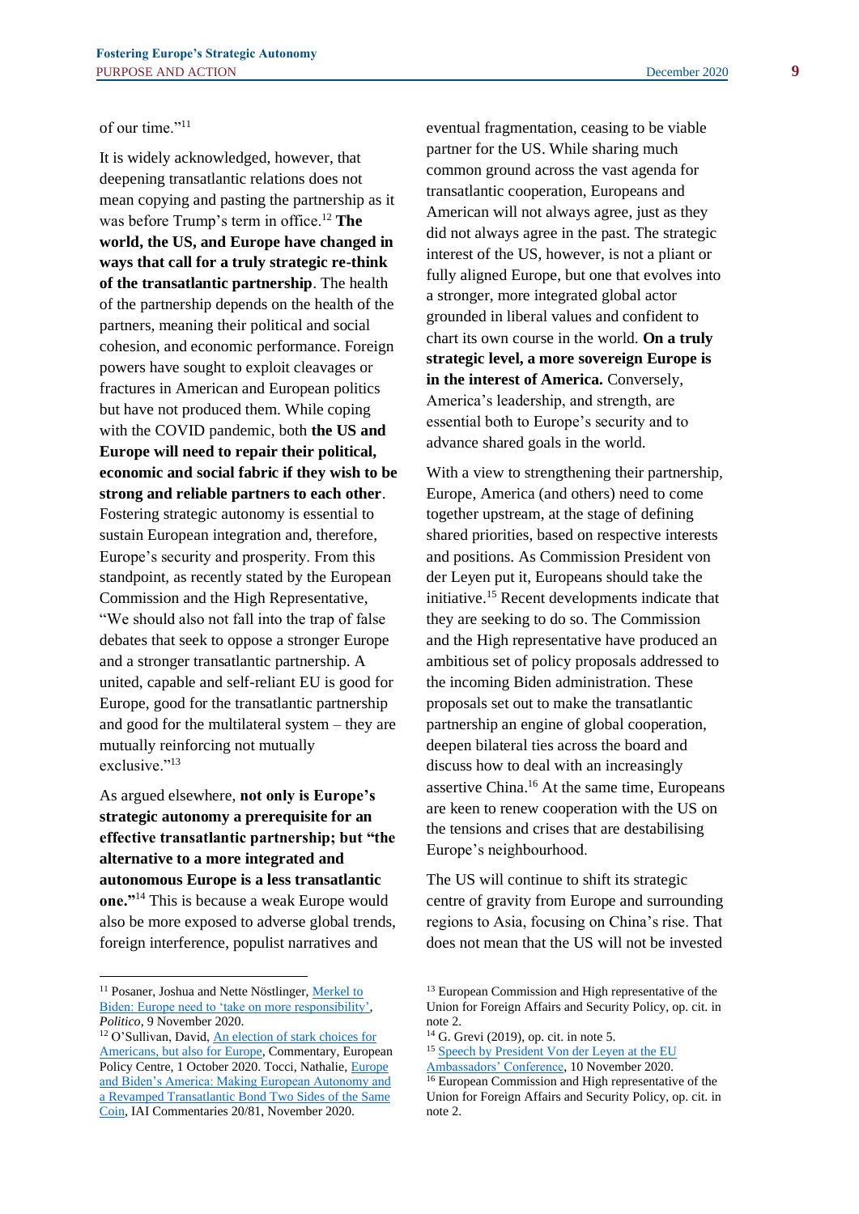of our time."[11]

It is widely acknowledged, however, that deepening transatlantic relations does not mean copying and pasting the partnership as it was before Trump's term in office.[12] **The world, the US, and Europe have changed in ways that call for a truly strategic re-think of the transatlantic partnership**. The health of the partnership depends on the health of the partners, meaning their political and social cohesion, and economic performance. Foreign powers have sought to exploit cleavages or fractures in American and European politics but have not produced them. While coping with the COVID pandemic, both **the US and Europe will need to repair their political, economic and social fabric if they wish to be strong and reliable partners to each other**. Fostering strategic autonomy is essential to sustain European integration and, therefore, Europe's security and prosperity. From this standpoint, as recently stated by the European Commission and the High Representative, "We should also not fall into the trap of false debates that seek to oppose a stronger Europe and a stronger transatlantic partnership. A united, capable and self-reliant EU is good for Europe, good for the transatlantic partnership and good for the multilateral system – they are mutually reinforcing not mutually exclusive."[13]

As argued elsewhere, **not only is Europe's strategic autonomy a prerequisite for an effective transatlantic partnership; but "the alternative to a more integrated and autonomous Europe is a less transatlantic one."**[14] This is because a weak Europe would also be more exposed to adverse global trends, foreign interference, populist narratives and eventual fragmentation, ceasing to be viable partner for the US. While sharing much common ground across the vast agenda for transatlantic cooperation, Europeans and American will not always agree, just as they did not always agree in the past. The strategic interest of the US, however, is not a pliant or fully aligned Europe, but one that evolves into a stronger, more integrated global actor grounded in liberal values and confident to chart its own course in the world. **On a truly strategic level, a more sovereign Europe is in the interest of America.** Conversely, America's leadership, and strength, are essential both to Europe's security and to advance shared goals in the world.

With a view to strengthening their partnership, Europe, America (and others) need to come together upstream, at the stage of defining shared priorities, based on respective interests and positions. As Commission President von der Leyen put it, Europeans should take the initiative.[15] Recent developments indicate that they are seeking to do so. The Commission and the High representative have produced an ambitious set of policy proposals addressed to the incoming Biden administration. These proposals set out to make the transatlantic partnership an engine of global cooperation, deepen bilateral ties across the board and discuss how to deal with an increasingly assertive China.[16] At the same time, Europeans are keen to renew cooperation with the US on the tensions and crises that are destabilising Europe's neighbourhood.

The US will continue to shift its strategic centre of gravity from Europe and surrounding regions to Asia, focusing on China's rise. That does not mean that the US will not be invested

---

[11] Posaner, Joshua and Nette Nöstlinger, Merkel to Biden: Europe need to 'take on more responsibility', *Politico*, 9 November 2020.

[12] O'Sullivan, David, An election of stark choices for Americans, but also for Europe, Commentary, European Policy Centre, 1 October 2020. Tocci, Nathalie, Europe and Biden's America: Making European Autonomy and a Revamped Transatlantic Bond Two Sides of the Same Coin, IAI Commentaries 20/81, November 2020.

[13] European Commission and High representative of the Union for Foreign Affairs and Security Policy, op. cit. in note 2.

[14] G. Grevi (2019), op. cit. in note 5.

[15] Speech by President Von der Leyen at the EU Ambassadors' Conference, 10 November 2020.

[16] European Commission and High representative of the Union for Foreign Affairs and Security Policy, op. cit. in note 2.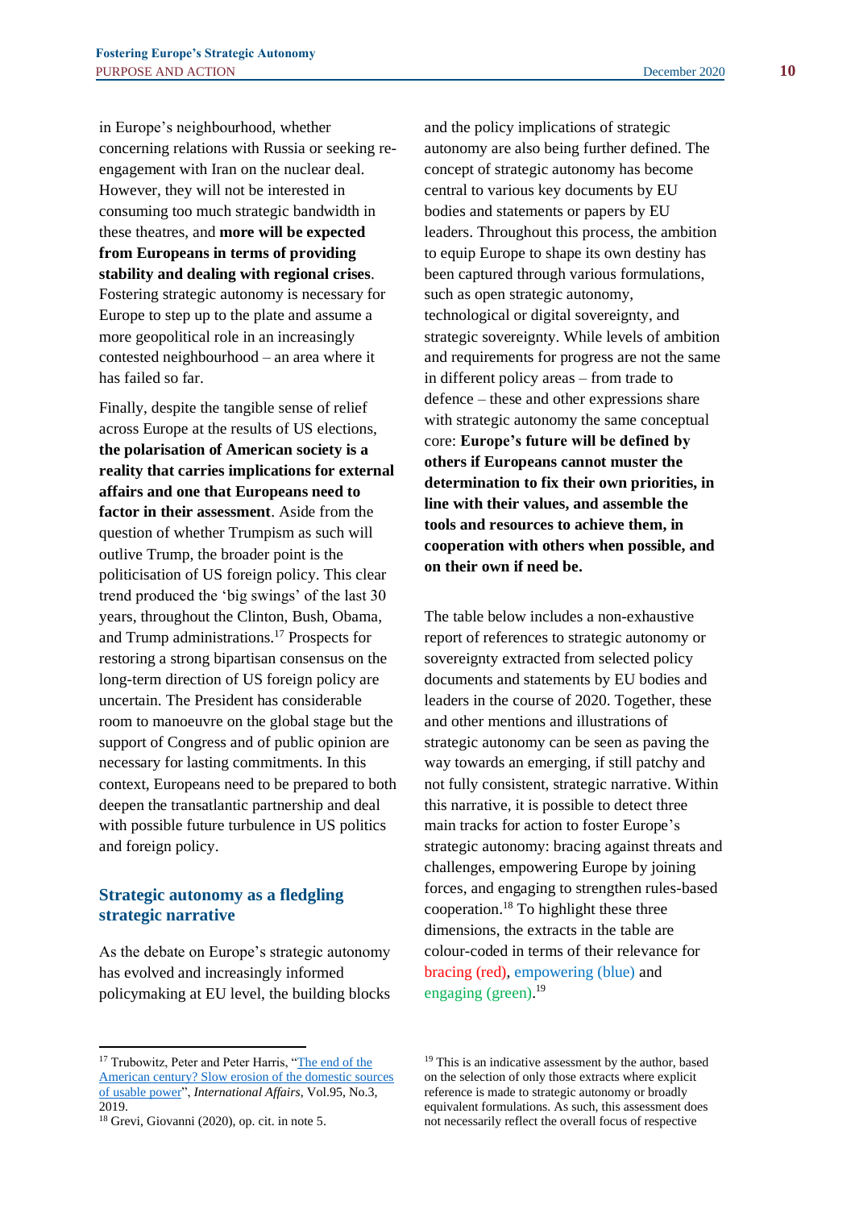in Europe's neighbourhood, whether concerning relations with Russia or seeking re-engagement with Iran on the nuclear deal. However, they will not be interested in consuming too much strategic bandwidth in these theatres, and **more will be expected from Europeans in terms of providing stability and dealing with regional crises**. Fostering strategic autonomy is necessary for Europe to step up to the plate and assume a more geopolitical role in an increasingly contested neighbourhood – an area where it has failed so far.

Finally, despite the tangible sense of relief across Europe at the results of US elections, **the polarisation of American society is a reality that carries implications for external affairs and one that Europeans need to factor in their assessment**. Aside from the question of whether Trumpism as such will outlive Trump, the broader point is the politicisation of US foreign policy. This clear trend produced the 'big swings' of the last 30 years, throughout the Clinton, Bush, Obama, and Trump administrations.[17] Prospects for restoring a strong bipartisan consensus on the long-term direction of US foreign policy are uncertain. The President has considerable room to manoeuvre on the global stage but the support of Congress and of public opinion are necessary for lasting commitments. In this context, Europeans need to be prepared to both deepen the transatlantic partnership and deal with possible future turbulence in US politics and foreign policy.

## Strategic autonomy as a fledgling strategic narrative

As the debate on Europe's strategic autonomy has evolved and increasingly informed policymaking at EU level, the building blocks and the policy implications of strategic autonomy are also being further defined. The concept of strategic autonomy has become central to various key documents by EU bodies and statements or papers by EU leaders. Throughout this process, the ambition to equip Europe to shape its own destiny has been captured through various formulations, such as open strategic autonomy, technological or digital sovereignty, and strategic sovereignty. While levels of ambition and requirements for progress are not the same in different policy areas – from trade to defence – these and other expressions share with strategic autonomy the same conceptual core: **Europe's future will be defined by others if Europeans cannot muster the determination to fix their own priorities, in line with their values, and assemble the tools and resources to achieve them, in cooperation with others when possible, and on their own if need be.**

The table below includes a non-exhaustive report of references to strategic autonomy or sovereignty extracted from selected policy documents and statements by EU bodies and leaders in the course of 2020. Together, these and other mentions and illustrations of strategic autonomy can be seen as paving the way towards an emerging, if still patchy and not fully consistent, strategic narrative. Within this narrative, it is possible to detect three main tracks for action to foster Europe's strategic autonomy: bracing against threats and challenges, empowering Europe by joining forces, and engaging to strengthen rules-based cooperation.[18] To highlight these three dimensions, the extracts in the table are colour-coded in terms of their relevance for bracing (red), empowering (blue) and engaging (green).[19]

---

[17] Trubowitz, Peter and Peter Harris, "The end of the American century? Slow erosion of the domestic sources of usable power", *International Affairs*, Vol.95, No.3, 2019.

[18] Grevi, Giovanni (2020), op. cit. in note 5.

[19] This is an indicative assessment by the author, based on the selection of only those extracts where explicit reference is made to strategic autonomy or broadly equivalent formulations. As such, this assessment does not necessarily reflect the overall focus of respective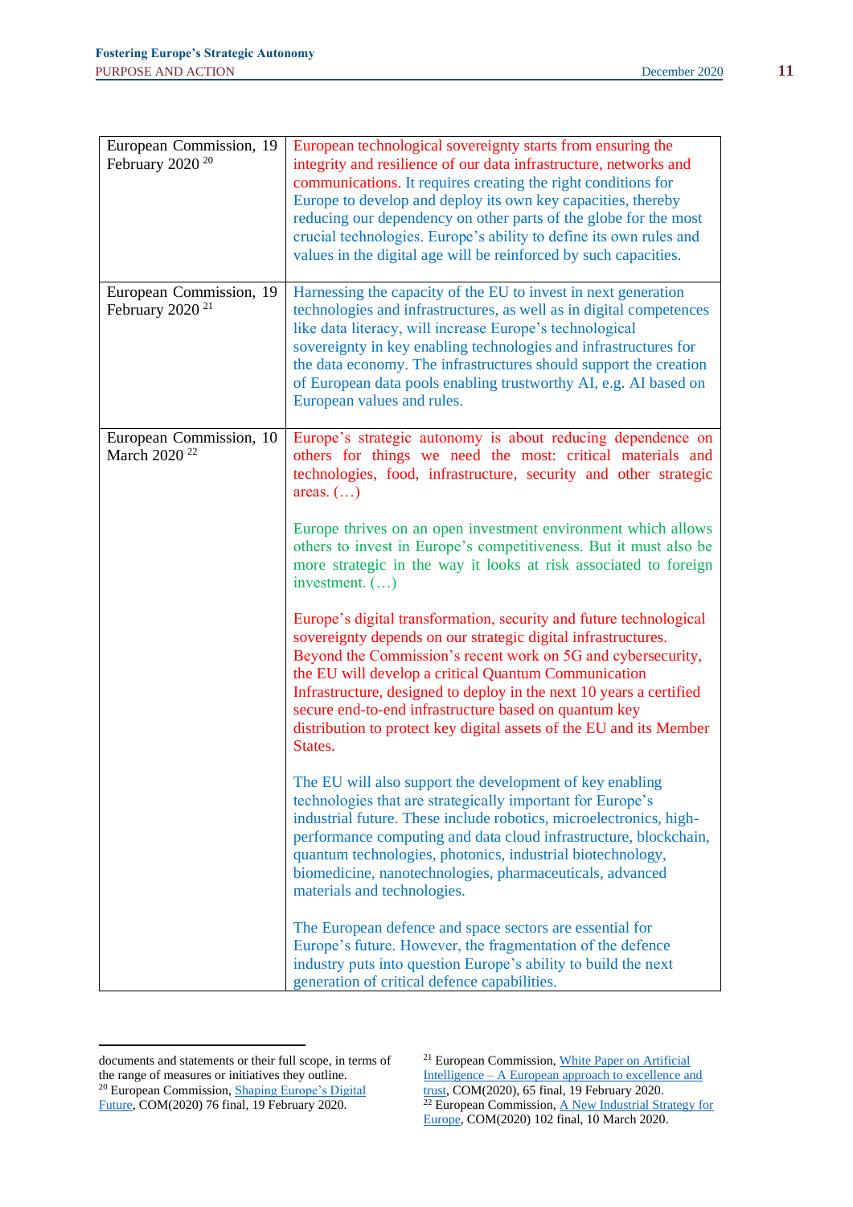| | |
|---|---|
| European Commission, 19 February 2020 [20] | European technological sovereignty starts from ensuring the integrity and resilience of our data infrastructure, networks and communications. It requires creating the right conditions for Europe to develop and deploy its own key capacities, thereby reducing our dependency on other parts of the globe for the most crucial technologies. Europe's ability to define its own rules and values in the digital age will be reinforced by such capacities. |
| European Commission, 19 February 2020 [21] | Harnessing the capacity of the EU to invest in next generation technologies and infrastructures, as well as in digital competences like data literacy, will increase Europe's technological sovereignty in key enabling technologies and infrastructures for the data economy. The infrastructures should support the creation of European data pools enabling trustworthy AI, e.g. AI based on European values and rules. |
| European Commission, 10 March 2020 [22] | Europe's strategic autonomy is about reducing dependence on others for things we need the most: critical materials and technologies, food, infrastructure, security and other strategic areas. (…)<br><br>Europe thrives on an open investment environment which allows others to invest in Europe's competitiveness. But it must also be more strategic in the way it looks at risk associated to foreign investment. (…)<br><br>Europe's digital transformation, security and future technological sovereignty depends on our strategic digital infrastructures. Beyond the Commission's recent work on 5G and cybersecurity, the EU will develop a critical Quantum Communication Infrastructure, designed to deploy in the next 10 years a certified secure end-to-end infrastructure based on quantum key distribution to protect key digital assets of the EU and its Member States.<br><br>The EU will also support the development of key enabling technologies that are strategically important for Europe's industrial future. These include robotics, microelectronics, high-performance computing and data cloud infrastructure, blockchain, quantum technologies, photonics, industrial biotechnology, biomedicine, nanotechnologies, pharmaceuticals, advanced materials and technologies.<br><br>The European defence and space sectors are essential for Europe's future. However, the fragmentation of the defence industry puts into question Europe's ability to build the next generation of critical defence capabilities. |

documents and statements or their full scope, in terms of the range of measures or initiatives they outline.

[20] European Commission, Shaping Europe's Digital Future, COM(2020) 76 final, 19 February 2020.

[21] European Commission, White Paper on Artificial Intelligence – A European approach to excellence and trust, COM(2020), 65 final, 19 February 2020.

[22] European Commission, A New Industrial Strategy for Europe, COM(2020) 102 final, 10 March 2020.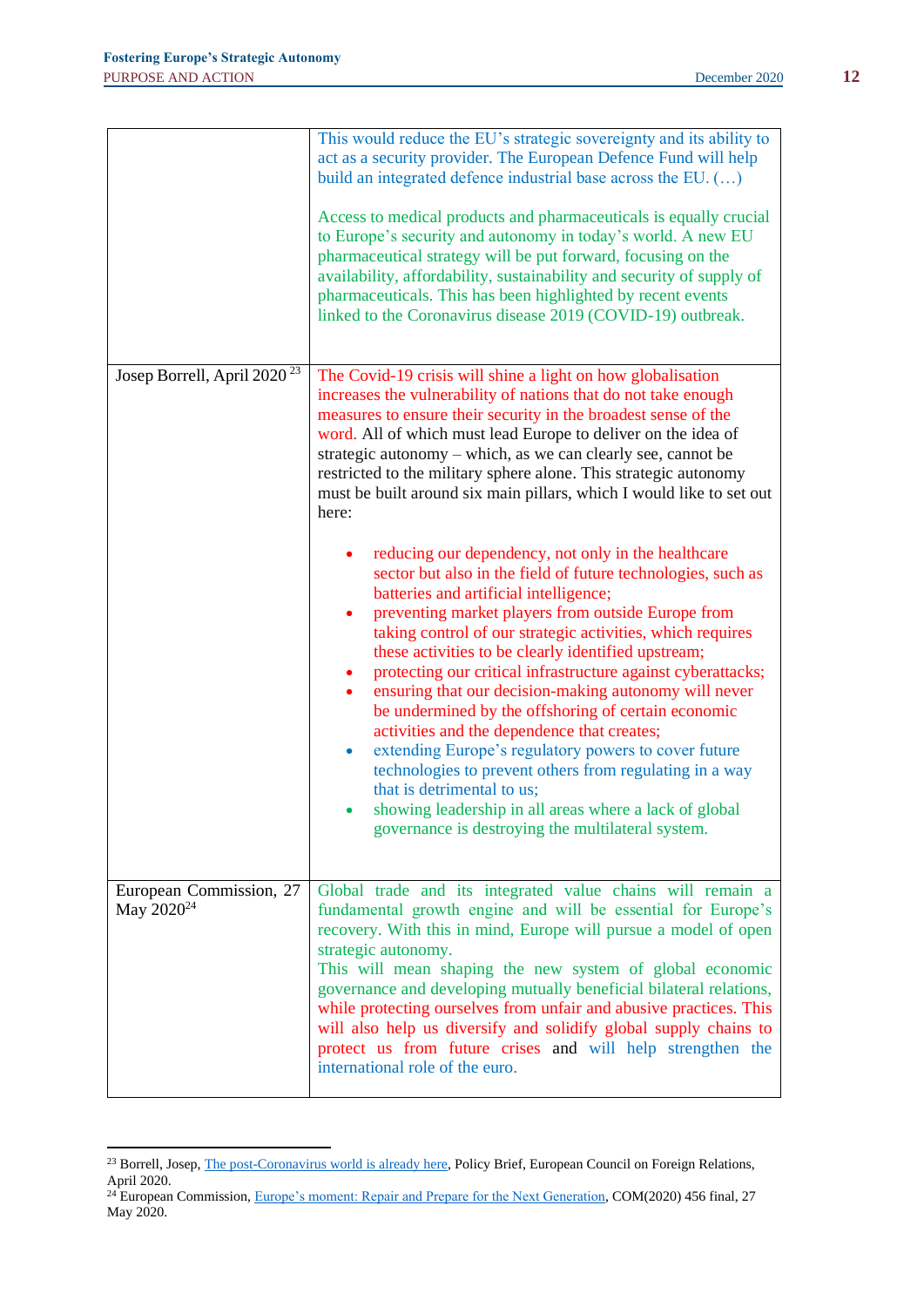| | |
|---|---|
| | This would reduce the EU's strategic sovereignty and its ability to act as a security provider. The European Defence Fund will help build an integrated defence industrial base across the EU. (…)<br><br>Access to medical products and pharmaceuticals is equally crucial to Europe's security and autonomy in today's world. A new EU pharmaceutical strategy will be put forward, focusing on the availability, affordability, sustainability and security of supply of pharmaceuticals. This has been highlighted by recent events linked to the Coronavirus disease 2019 (COVID-19) outbreak. |
| Josep Borrell, April 2020 [23] | The Covid-19 crisis will shine a light on how globalisation increases the vulnerability of nations that do not take enough measures to ensure their security in the broadest sense of the word. All of which must lead Europe to deliver on the idea of strategic autonomy – which, as we can clearly see, cannot be restricted to the military sphere alone. This strategic autonomy must be built around six main pillars, which I would like to set out here:<br><br>• reducing our dependency, not only in the healthcare sector but also in the field of future technologies, such as batteries and artificial intelligence;<br>• preventing market players from outside Europe from taking control of our strategic activities, which requires these activities to be clearly identified upstream;<br>• protecting our critical infrastructure against cyberattacks;<br>• ensuring that our decision-making autonomy will never be undermined by the offshoring of certain economic activities and the dependence that creates;<br>• extending Europe's regulatory powers to cover future technologies to prevent others from regulating in a way that is detrimental to us;<br>• showing leadership in all areas where a lack of global governance is destroying the multilateral system. |
| European Commission, 27 May 2020[24] | Global trade and its integrated value chains will remain a fundamental growth engine and will be essential for Europe's recovery. With this in mind, Europe will pursue a model of open strategic autonomy.<br>This will mean shaping the new system of global economic governance and developing mutually beneficial bilateral relations, while protecting ourselves from unfair and abusive practices. This will also help us diversify and solidify global supply chains to protect us from future crises and will help strengthen the international role of the euro. |

[23] Borrell, Josep, The post-Coronavirus world is already here, Policy Brief, European Council on Foreign Relations, April 2020.

[24] European Commission, Europe's moment: Repair and Prepare for the Next Generation, COM(2020) 456 final, 27 May 2020.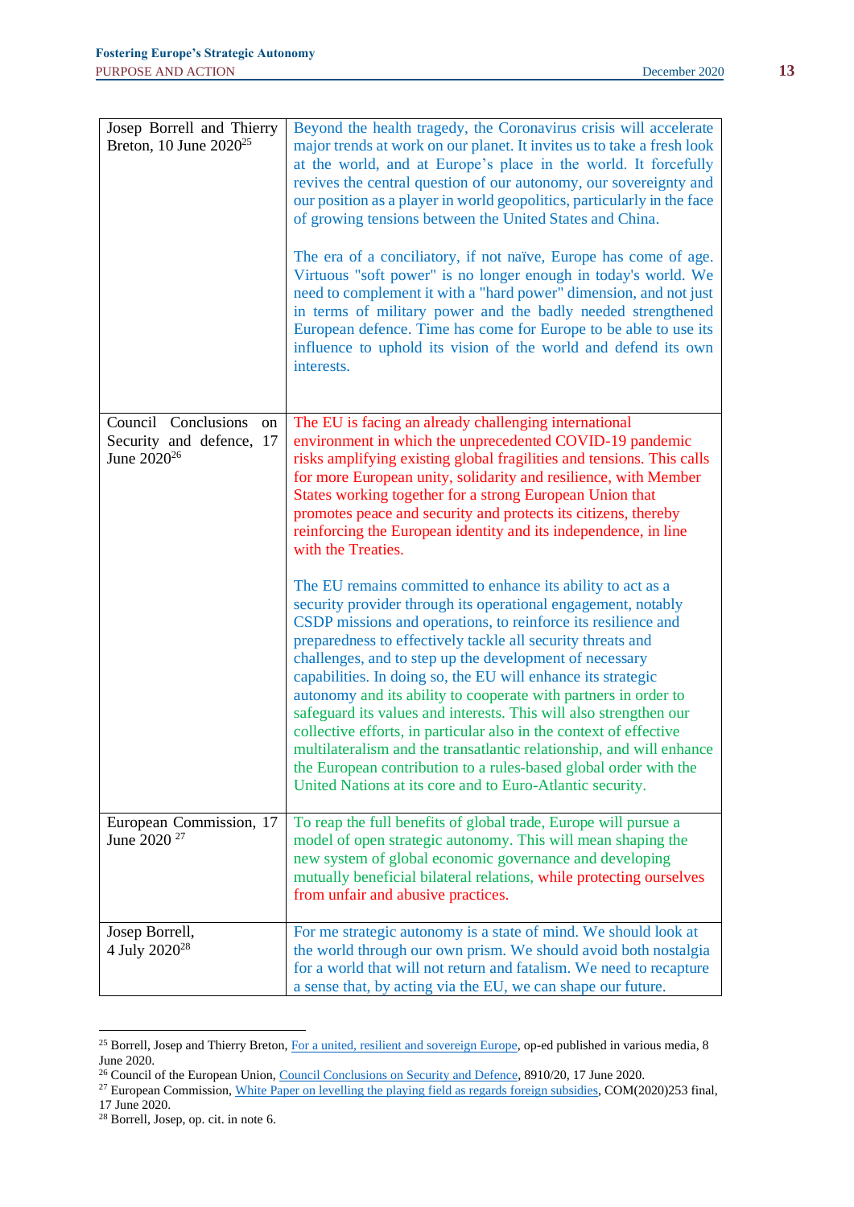| | |
|---|---|
| Josep Borrell and Thierry Breton, 10 June 2020[25] | Beyond the health tragedy, the Coronavirus crisis will accelerate major trends at work on our planet. It invites us to take a fresh look at the world, and at Europe's place in the world. It forcefully revives the central question of our autonomy, our sovereignty and our position as a player in world geopolitics, particularly in the face of growing tensions between the United States and China.<br><br>The era of a conciliatory, if not naïve, Europe has come of age. Virtuous "soft power" is no longer enough in today's world. We need to complement it with a "hard power" dimension, and not just in terms of military power and the badly needed strengthened European defence. Time has come for Europe to be able to use its influence to uphold its vision of the world and defend its own interests. |
| Council Conclusions on Security and defence, 17 June 2020[26] | The EU is facing an already challenging international environment in which the unprecedented COVID-19 pandemic risks amplifying existing global fragilities and tensions. This calls for more European unity, solidarity and resilience, with Member States working together for a strong European Union that promotes peace and security and protects its citizens, thereby reinforcing the European identity and its independence, in line with the Treaties.<br><br>The EU remains committed to enhance its ability to act as a security provider through its operational engagement, notably CSDP missions and operations, to reinforce its resilience and preparedness to effectively tackle all security threats and challenges, and to step up the development of necessary capabilities. In doing so, the EU will enhance its strategic autonomy and its ability to cooperate with partners in order to safeguard its values and interests. This will also strengthen our collective efforts, in particular also in the context of effective multilateralism and the transatlantic relationship, and will enhance the European contribution to a rules-based global order with the United Nations at its core and to Euro-Atlantic security. |
| European Commission, 17 June 2020 [27] | To reap the full benefits of global trade, Europe will pursue a model of open strategic autonomy. This will mean shaping the new system of global economic governance and developing mutually beneficial bilateral relations, while protecting ourselves from unfair and abusive practices. |
| Josep Borrell, 4 July 2020[28] | For me strategic autonomy is a state of mind. We should look at the world through our own prism. We should avoid both nostalgia for a world that will not return and fatalism. We need to recapture a sense that, by acting via the EU, we can shape our future. |

[25] Borrell, Josep and Thierry Breton, For a united, resilient and sovereign Europe, op-ed published in various media, 8 June 2020.

[26] Council of the European Union, Council Conclusions on Security and Defence, 8910/20, 17 June 2020.

[27] European Commission, White Paper on levelling the playing field as regards foreign subsidies, COM(2020)253 final, 17 June 2020.

[28] Borrell, Josep, op. cit. in note 6.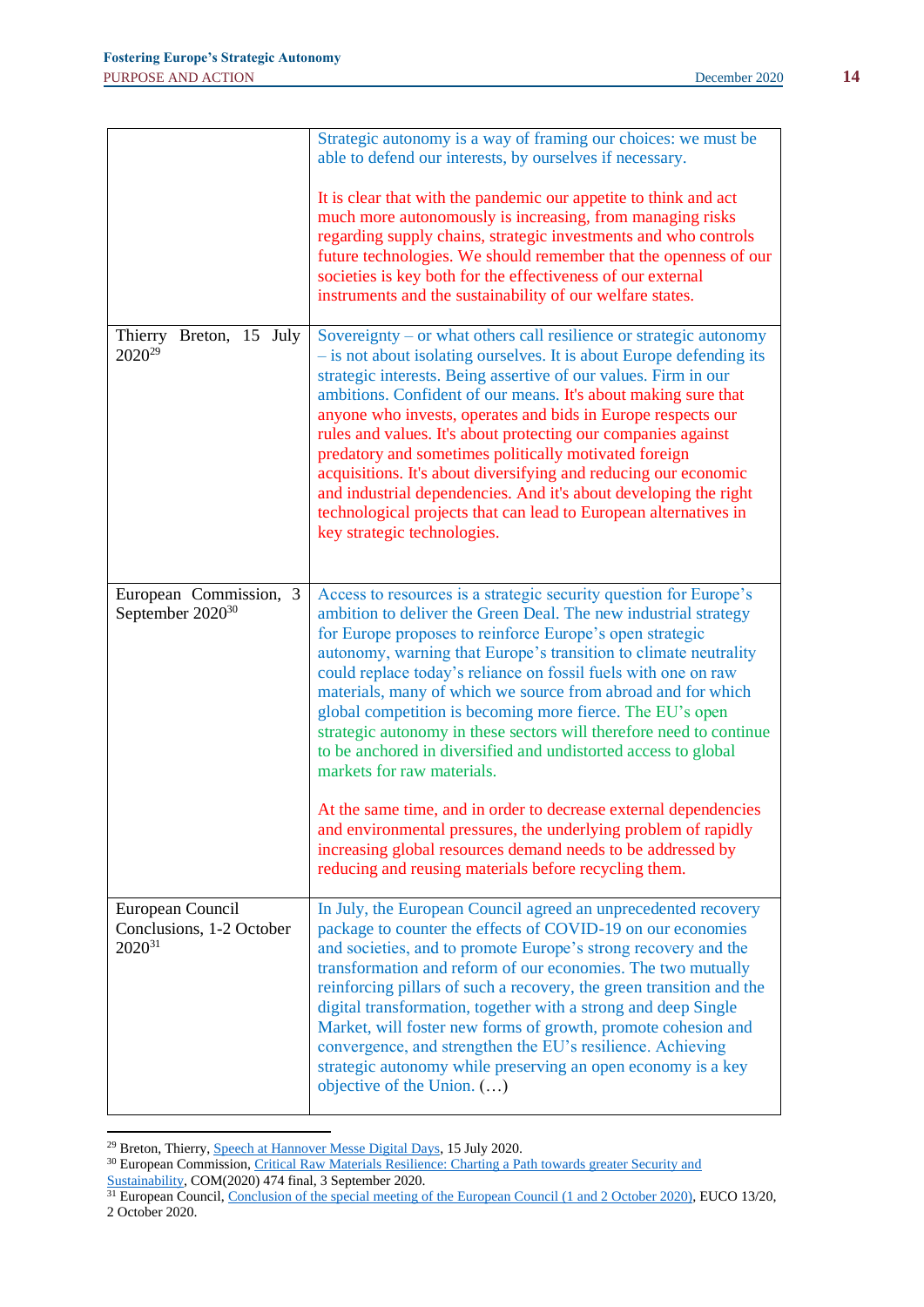| | |
|---|---|
| | Strategic autonomy is a way of framing our choices: we must be able to defend our interests, by ourselves if necessary.<br><br>It is clear that with the pandemic our appetite to think and act much more autonomously is increasing, from managing risks regarding supply chains, strategic investments and who controls future technologies. We should remember that the openness of our societies is key both for the effectiveness of our external instruments and the sustainability of our welfare states. |
| Thierry Breton, 15 July 2020[29] | Sovereignty – or what others call resilience or strategic autonomy – is not about isolating ourselves. It is about Europe defending its strategic interests. Being assertive of our values. Firm in our ambitions. Confident of our means. It's about making sure that anyone who invests, operates and bids in Europe respects our rules and values. It's about protecting our companies against predatory and sometimes politically motivated foreign acquisitions. It's about diversifying and reducing our economic and industrial dependencies. And it's about developing the right technological projects that can lead to European alternatives in key strategic technologies. |
| European Commission, 3 September 2020[30] | Access to resources is a strategic security question for Europe's ambition to deliver the Green Deal. The new industrial strategy for Europe proposes to reinforce Europe's open strategic autonomy, warning that Europe's transition to climate neutrality could replace today's reliance on fossil fuels with one on raw materials, many of which we source from abroad and for which global competition is becoming more fierce. The EU's open strategic autonomy in these sectors will therefore need to continue to be anchored in diversified and undistorted access to global markets for raw materials.<br><br>At the same time, and in order to decrease external dependencies and environmental pressures, the underlying problem of rapidly increasing global resources demand needs to be addressed by reducing and reusing materials before recycling them. |
| European Council Conclusions, 1-2 October 2020[31] | In July, the European Council agreed an unprecedented recovery package to counter the effects of COVID-19 on our economies and societies, and to promote Europe's strong recovery and the transformation and reform of our economies. The two mutually reinforcing pillars of such a recovery, the green transition and the digital transformation, together with a strong and deep Single Market, will foster new forms of growth, promote cohesion and convergence, and strengthen the EU's resilience. Achieving strategic autonomy while preserving an open economy is a key objective of the Union. (…) |

[29] Breton, Thierry, Speech at Hannover Messe Digital Days, 15 July 2020.

[30] European Commission, Critical Raw Materials Resilience: Charting a Path towards greater Security and Sustainability, COM(2020) 474 final, 3 September 2020.

[31] European Council, Conclusion of the special meeting of the European Council (1 and 2 October 2020), EUCO 13/20, 2 October 2020.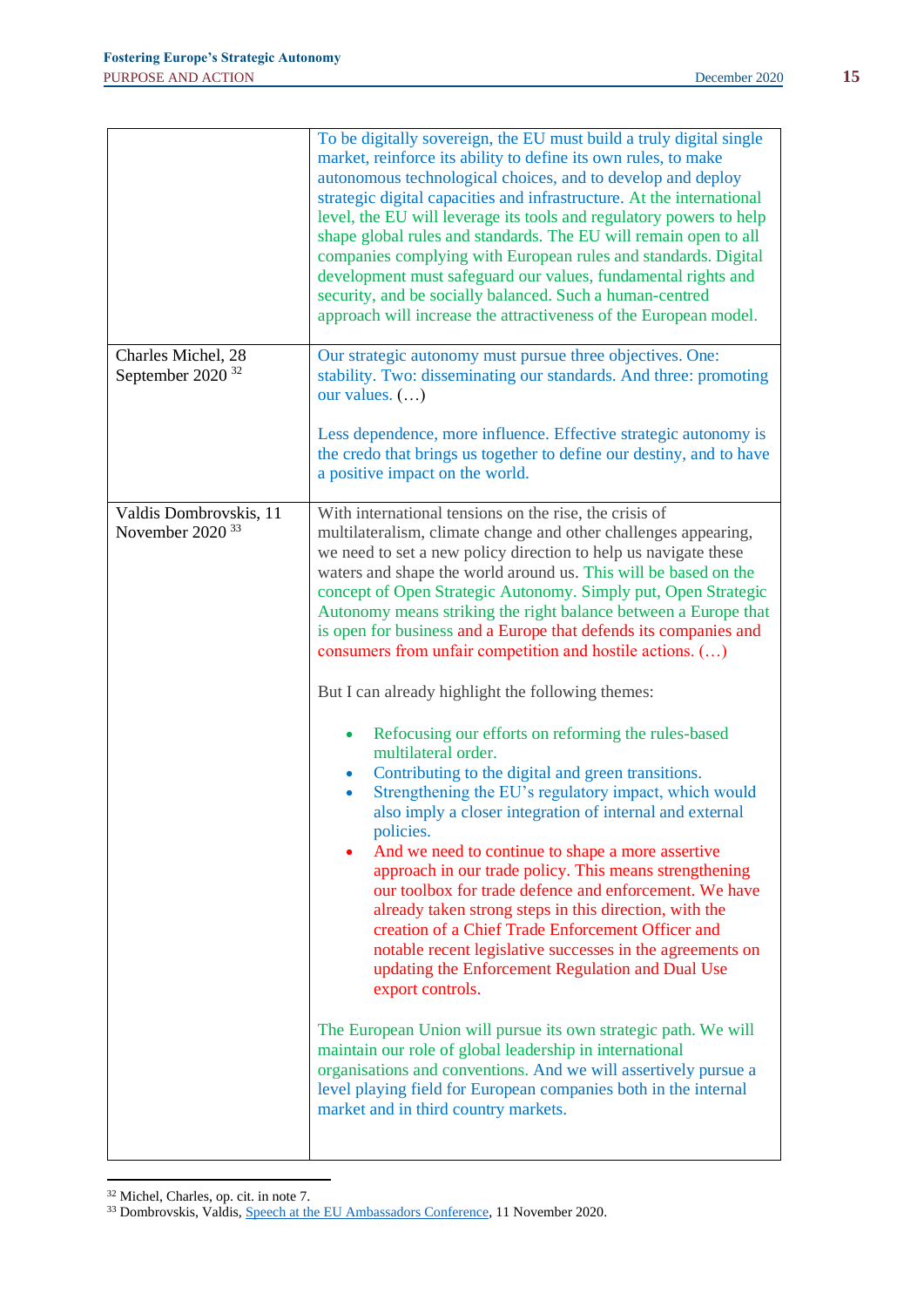| | |
|---|---|
| | To be digitally sovereign, the EU must build a truly digital single market, reinforce its ability to define its own rules, to make autonomous technological choices, and to develop and deploy strategic digital capacities and infrastructure. At the international level, the EU will leverage its tools and regulatory powers to help shape global rules and standards. The EU will remain open to all companies complying with European rules and standards. Digital development must safeguard our values, fundamental rights and security, and be socially balanced. Such a human-centred approach will increase the attractiveness of the European model. |
| Charles Michel, 28 September 2020 [32] | Our strategic autonomy must pursue three objectives. One: stability. Two: disseminating our standards. And three: promoting our values. (…)<br><br>Less dependence, more influence. Effective strategic autonomy is the credo that brings us together to define our destiny, and to have a positive impact on the world. |
| Valdis Dombrovskis, 11 November 2020 [33] | With international tensions on the rise, the crisis of multilateralism, climate change and other challenges appearing, we need to set a new policy direction to help us navigate these waters and shape the world around us. This will be based on the concept of Open Strategic Autonomy. Simply put, Open Strategic Autonomy means striking the right balance between a Europe that is open for business and a Europe that defends its companies and consumers from unfair competition and hostile actions. (…)<br><br>But I can already highlight the following themes:<br><br>• Refocusing our efforts on reforming the rules-based multilateral order.<br>• Contributing to the digital and green transitions.<br>• Strengthening the EU's regulatory impact, which would also imply a closer integration of internal and external policies.<br>• And we need to continue to shape a more assertive approach in our trade policy. This means strengthening our toolbox for trade defence and enforcement. We have already taken strong steps in this direction, with the creation of a Chief Trade Enforcement Officer and notable recent legislative successes in the agreements on updating the Enforcement Regulation and Dual Use export controls.<br><br>The European Union will pursue its own strategic path. We will maintain our role of global leadership in international organisations and conventions. And we will assertively pursue a level playing field for European companies both in the internal market and in third country markets. |

[32] Michel, Charles, op. cit. in note 7.

[33] Dombrovskis, Valdis, Speech at the EU Ambassadors Conference, 11 November 2020.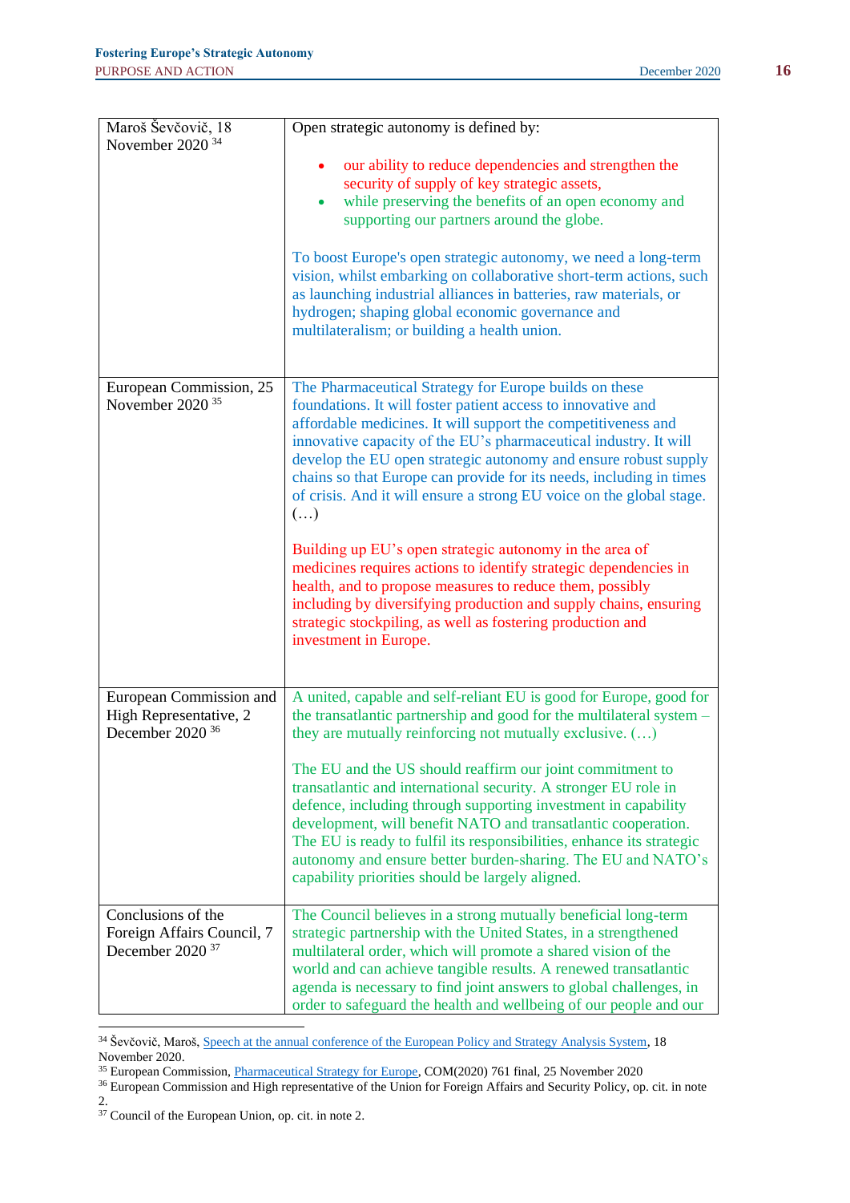| | |
|---|---|
| Maroš Ševčovič, 18 November 2020 [34] | Open strategic autonomy is defined by:<br><br>• our ability to reduce dependencies and strengthen the security of supply of key strategic assets,<br>• while preserving the benefits of an open economy and supporting our partners around the globe.<br><br>To boost Europe's open strategic autonomy, we need a long-term vision, whilst embarking on collaborative short-term actions, such as launching industrial alliances in batteries, raw materials, or hydrogen; shaping global economic governance and multilateralism; or building a health union. |
| European Commission, 25 November 2020 [35] | The Pharmaceutical Strategy for Europe builds on these foundations. It will foster patient access to innovative and affordable medicines. It will support the competitiveness and innovative capacity of the EU's pharmaceutical industry. It will develop the EU open strategic autonomy and ensure robust supply chains so that Europe can provide for its needs, including in times of crisis. And it will ensure a strong EU voice on the global stage. (…)<br><br>Building up EU's open strategic autonomy in the area of medicines requires actions to identify strategic dependencies in health, and to propose measures to reduce them, possibly including by diversifying production and supply chains, ensuring strategic stockpiling, as well as fostering production and investment in Europe. |
| European Commission and High Representative, 2 December 2020 [36] | A united, capable and self-reliant EU is good for Europe, good for the transatlantic partnership and good for the multilateral system – they are mutually reinforcing not mutually exclusive. (…)<br><br>The EU and the US should reaffirm our joint commitment to transatlantic and international security. A stronger EU role in defence, including through supporting investment in capability development, will benefit NATO and transatlantic cooperation. The EU is ready to fulfil its responsibilities, enhance its strategic autonomy and ensure better burden-sharing. The EU and NATO's capability priorities should be largely aligned. |
| Conclusions of the Foreign Affairs Council, 7 December 2020 [37] | The Council believes in a strong mutually beneficial long-term strategic partnership with the United States, in a strengthened multilateral order, which will promote a shared vision of the world and can achieve tangible results. A renewed transatlantic agenda is necessary to find joint answers to global challenges, in order to safeguard the health and wellbeing of our people and our |

[34] Ševčovič, Maroš, Speech at the annual conference of the European Policy and Strategy Analysis System, 18 November 2020.

[35] European Commission, Pharmaceutical Strategy for Europe, COM(2020) 761 final, 25 November 2020

[36] European Commission and High representative of the Union for Foreign Affairs and Security Policy, op. cit. in note 2.

[37] Council of the European Union, op. cit. in note 2.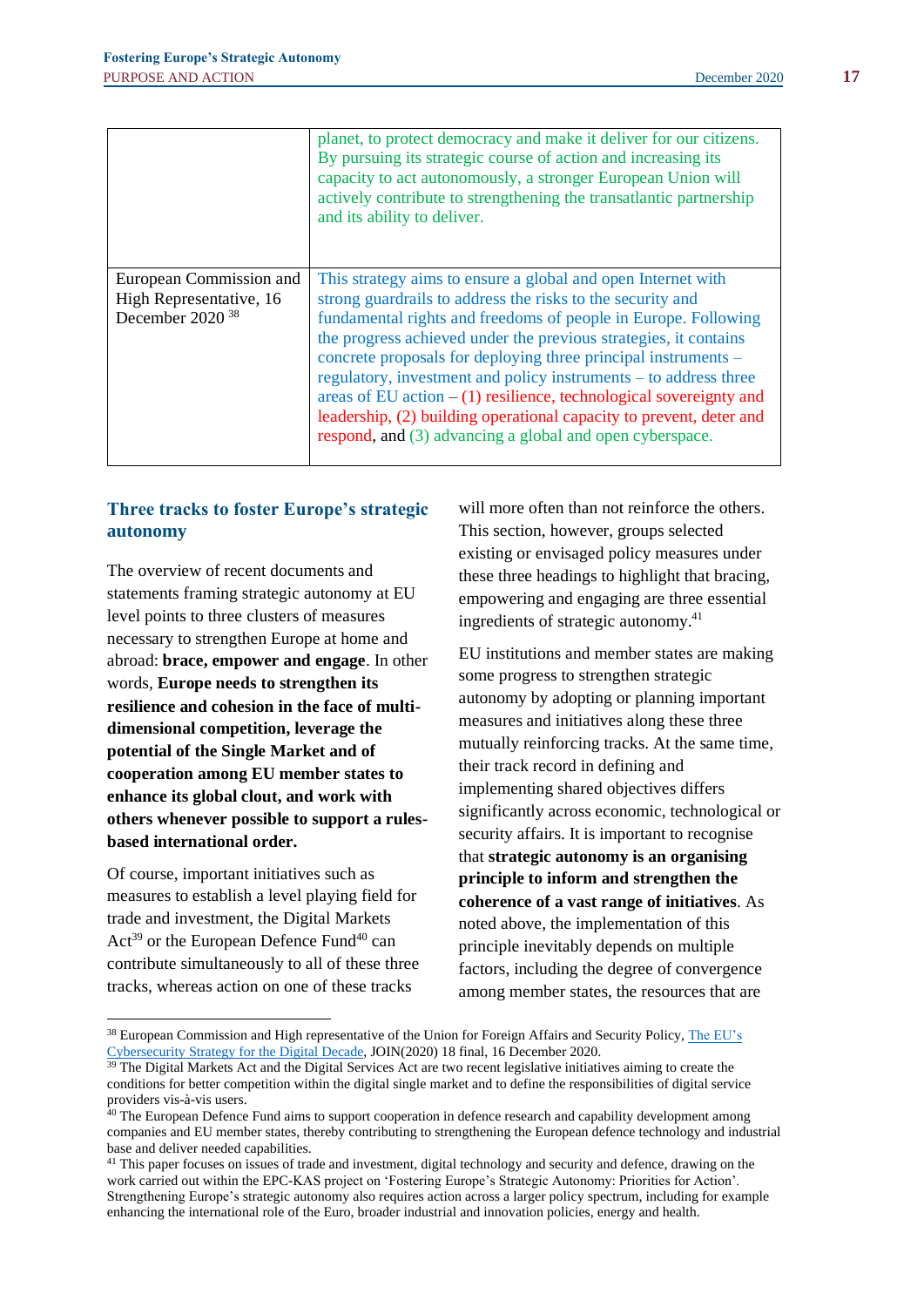| | |
|---|---|
| | planet, to protect democracy and make it deliver for our citizens. By pursuing its strategic course of action and increasing its capacity to act autonomously, a stronger European Union will actively contribute to strengthening the transatlantic partnership and its ability to deliver. |
| European Commission and High Representative, 16 December 2020 [38] | This strategy aims to ensure a global and open Internet with strong guardrails to address the risks to the security and fundamental rights and freedoms of people in Europe. Following the progress achieved under the previous strategies, it contains concrete proposals for deploying three principal instruments – regulatory, investment and policy instruments – to address three areas of EU action – (1) resilience, technological sovereignty and leadership, (2) building operational capacity to prevent, deter and respond, and (3) advancing a global and open cyberspace. |

## Three tracks to foster Europe's strategic autonomy

The overview of recent documents and statements framing strategic autonomy at EU level points to three clusters of measures necessary to strengthen Europe at home and abroad: **brace, empower and engage**. In other words, **Europe needs to strengthen its resilience and cohesion in the face of multi-dimensional competition, leverage the potential of the Single Market and of cooperation among EU member states to enhance its global clout, and work with others whenever possible to support a rules-based international order.**

Of course, important initiatives such as measures to establish a level playing field for trade and investment, the Digital Markets Act[39] or the European Defence Fund[40] can contribute simultaneously to all of these three tracks, whereas action on one of these tracks will more often than not reinforce the others. This section, however, groups selected existing or envisaged policy measures under these three headings to highlight that bracing, empowering and engaging are three essential ingredients of strategic autonomy.[41]

EU institutions and member states are making some progress to strengthen strategic autonomy by adopting or planning important measures and initiatives along these three mutually reinforcing tracks. At the same time, their track record in defining and implementing shared objectives differs significantly across economic, technological or security affairs. It is important to recognise that **strategic autonomy is an organising principle to inform and strengthen the coherence of a vast range of initiatives**. As noted above, the implementation of this principle inevitably depends on multiple factors, including the degree of convergence among member states, the resources that are

[38] European Commission and High representative of the Union for Foreign Affairs and Security Policy, The EU's Cybersecurity Strategy for the Digital Decade, JOIN(2020) 18 final, 16 December 2020.

[39] The Digital Markets Act and the Digital Services Act are two recent legislative initiatives aiming to create the conditions for better competition within the digital single market and to define the responsibilities of digital service providers vis-à-vis users.

[40] The European Defence Fund aims to support cooperation in defence research and capability development among companies and EU member states, thereby contributing to strengthening the European defence technology and industrial base and deliver needed capabilities.

[41] This paper focuses on issues of trade and investment, digital technology and security and defence, drawing on the work carried out within the EPC-KAS project on 'Fostering Europe's Strategic Autonomy: Priorities for Action'. Strengthening Europe's strategic autonomy also requires action across a larger policy spectrum, including for example enhancing the international role of the Euro, broader industrial and innovation policies, energy and health.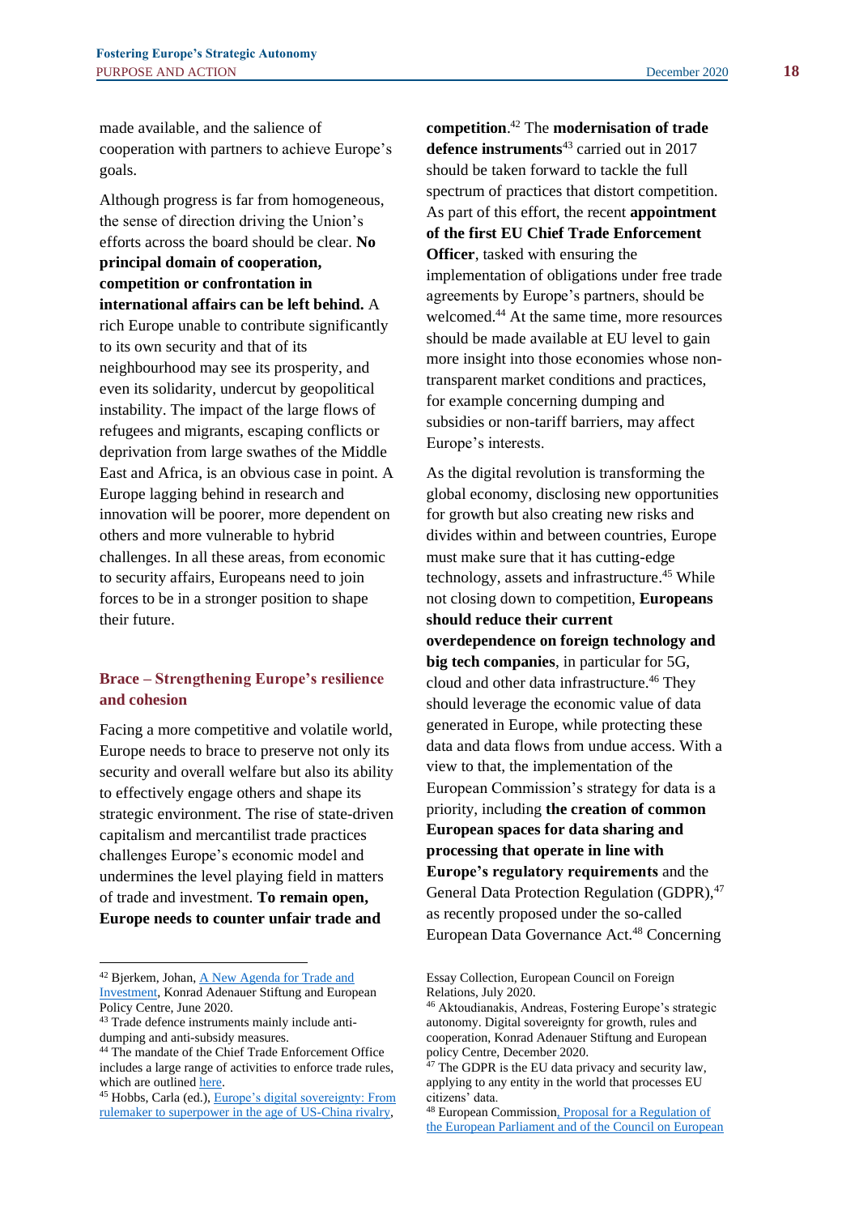made available, and the salience of cooperation with partners to achieve Europe's goals.

Although progress is far from homogeneous, the sense of direction driving the Union's efforts across the board should be clear. **No principal domain of cooperation, competition or confrontation in international affairs can be left behind.** A rich Europe unable to contribute significantly to its own security and that of its neighbourhood may see its prosperity, and even its solidarity, undercut by geopolitical instability. The impact of the large flows of refugees and migrants, escaping conflicts or deprivation from large swathes of the Middle East and Africa, is an obvious case in point. A Europe lagging behind in research and innovation will be poorer, more dependent on others and more vulnerable to hybrid challenges. In all these areas, from economic to security affairs, Europeans need to join forces to be in a stronger position to shape their future.

## Brace – Strengthening Europe's resilience and cohesion

Facing a more competitive and volatile world, Europe needs to brace to preserve not only its security and overall welfare but also its ability to effectively engage others and shape its strategic environment. The rise of state-driven capitalism and mercantilist trade practices challenges Europe's economic model and undermines the level playing field in matters of trade and investment. **To remain open, Europe needs to counter unfair trade and competition**.[42] The **modernisation of trade defence instruments**[43] carried out in 2017 should be taken forward to tackle the full spectrum of practices that distort competition. As part of this effort, the recent **appointment of the first EU Chief Trade Enforcement Officer**, tasked with ensuring the implementation of obligations under free trade agreements by Europe's partners, should be welcomed.[44] At the same time, more resources should be made available at EU level to gain more insight into those economies whose non-transparent market conditions and practices, for example concerning dumping and subsidies or non-tariff barriers, may affect Europe's interests.

As the digital revolution is transforming the global economy, disclosing new opportunities for growth but also creating new risks and divides within and between countries, Europe must make sure that it has cutting-edge technology, assets and infrastructure.[45] While not closing down to competition, **Europeans should reduce their current overdependence on foreign technology and big tech companies**, in particular for 5G, cloud and other data infrastructure.[46] They should leverage the economic value of data generated in Europe, while protecting these data and data flows from undue access. With a view to that, the implementation of the European Commission's strategy for data is a priority, including **the creation of common European spaces for data sharing and processing that operate in line with Europe's regulatory requirements** and the General Data Protection Regulation (GDPR),[47] as recently proposed under the so-called European Data Governance Act.[48] Concerning

---

[42] Bjerkem, Johan, [A New Agenda for Trade and Investment](), Konrad Adenauer Stiftung and European Policy Centre, June 2020.

[43] Trade defence instruments mainly include anti-dumping and anti-subsidy measures.

[44] The mandate of the Chief Trade Enforcement Office includes a large range of activities to enforce trade rules, which are outlined [here]().

[45] Hobbs, Carla (ed.), [Europe's digital sovereignty: From rulemaker to superpower in the age of US-China rivalry](), Essay Collection, European Council on Foreign Relations, July 2020.

[46] Aktoudianakis, Andreas, Fostering Europe's strategic autonomy. Digital sovereignty for growth, rules and cooperation, Konrad Adenauer Stiftung and European policy Centre, December 2020.

[47] The GDPR is the EU data privacy and security law, applying to any entity in the world that processes EU citizens' data.

[48] European Commission[, Proposal for a Regulation of the European Parliament and of the Council on European]()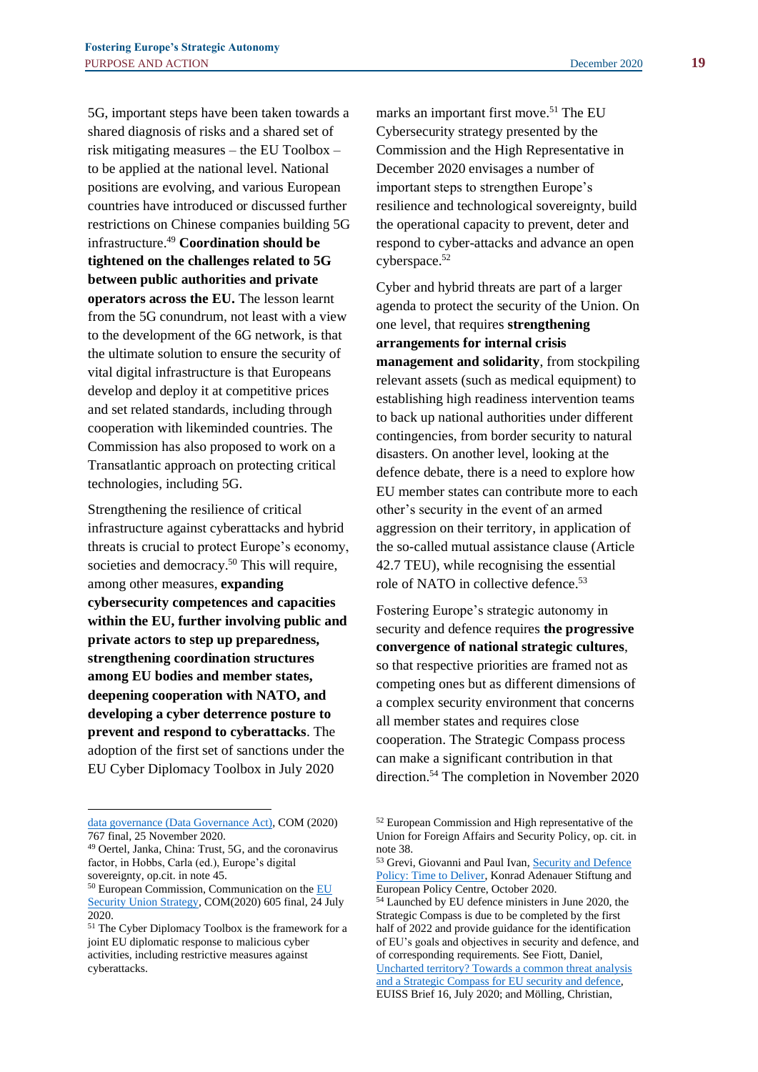5G, important steps have been taken towards a shared diagnosis of risks and a shared set of risk mitigating measures – the EU Toolbox – to be applied at the national level. National positions are evolving, and various European countries have introduced or discussed further restrictions on Chinese companies building 5G infrastructure.[49] **Coordination should be tightened on the challenges related to 5G between public authorities and private operators across the EU.** The lesson learnt from the 5G conundrum, not least with a view to the development of the 6G network, is that the ultimate solution to ensure the security of vital digital infrastructure is that Europeans develop and deploy it at competitive prices and set related standards, including through cooperation with likeminded countries. The Commission has also proposed to work on a Transatlantic approach on protecting critical technologies, including 5G.

Strengthening the resilience of critical infrastructure against cyberattacks and hybrid threats is crucial to protect Europe's economy, societies and democracy.[50] This will require, among other measures, **expanding cybersecurity competences and capacities within the EU, further involving public and private actors to step up preparedness, strengthening coordination structures among EU bodies and member states, deepening cooperation with NATO, and developing a cyber deterrence posture to prevent and respond to cyberattacks**. The adoption of the first set of sanctions under the EU Cyber Diplomacy Toolbox in July 2020 marks an important first move.[51] The EU Cybersecurity strategy presented by the Commission and the High Representative in December 2020 envisages a number of important steps to strengthen Europe's resilience and technological sovereignty, build the operational capacity to prevent, deter and respond to cyber-attacks and advance an open cyberspace.[52]

Cyber and hybrid threats are part of a larger agenda to protect the security of the Union. On one level, that requires **strengthening arrangements for internal crisis management and solidarity**, from stockpiling relevant assets (such as medical equipment) to establishing high readiness intervention teams to back up national authorities under different contingencies, from border security to natural disasters. On another level, looking at the defence debate, there is a need to explore how EU member states can contribute more to each other's security in the event of an armed aggression on their territory, in application of the so-called mutual assistance clause (Article 42.7 TEU), while recognising the essential role of NATO in collective defence.[53]

Fostering Europe's strategic autonomy in security and defence requires **the progressive convergence of national strategic cultures**, so that respective priorities are framed not as competing ones but as different dimensions of a complex security environment that concerns all member states and requires close cooperation. The Strategic Compass process can make a significant contribution in that direction.[54] The completion in November 2020

---

data governance (Data Governance Act), COM (2020) 767 final, 25 November 2020.

[49] Oertel, Janka, China: Trust, 5G, and the coronavirus factor, in Hobbs, Carla (ed.), Europe's digital sovereignty, op.cit. in note 45.

[50] European Commission, Communication on the EU Security Union Strategy, COM(2020) 605 final, 24 July 2020.

[51] The Cyber Diplomacy Toolbox is the framework for a joint EU diplomatic response to malicious cyber activities, including restrictive measures against cyberattacks.

[52] European Commission and High representative of the Union for Foreign Affairs and Security Policy, op. cit. in note 38.

[53] Grevi, Giovanni and Paul Ivan, Security and Defence Policy: Time to Deliver, Konrad Adenauer Stiftung and European Policy Centre, October 2020.

[54] Launched by EU defence ministers in June 2020, the Strategic Compass is due to be completed by the first half of 2022 and provide guidance for the identification of EU's goals and objectives in security and defence, and of corresponding requirements. See Fiott, Daniel, Uncharted territory? Towards a common threat analysis and a Strategic Compass for EU security and defence, EUISS Brief 16, July 2020; and Mölling, Christian,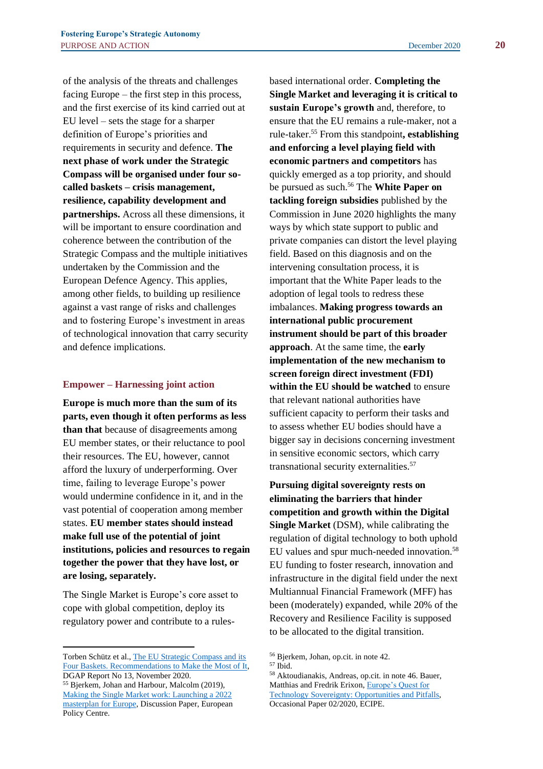of the analysis of the threats and challenges facing Europe – the first step in this process, and the first exercise of its kind carried out at EU level – sets the stage for a sharper definition of Europe's priorities and requirements in security and defence. **The next phase of work under the Strategic Compass will be organised under four so-called baskets – crisis management, resilience, capability development and partnerships.** Across all these dimensions, it will be important to ensure coordination and coherence between the contribution of the Strategic Compass and the multiple initiatives undertaken by the Commission and the European Defence Agency. This applies, among other fields, to building up resilience against a vast range of risks and challenges and to fostering Europe's investment in areas of technological innovation that carry security and defence implications.

### Empower – Harnessing joint action

**Europe is much more than the sum of its parts, even though it often performs as less than that** because of disagreements among EU member states, or their reluctance to pool their resources. The EU, however, cannot afford the luxury of underperforming. Over time, failing to leverage Europe's power would undermine confidence in it, and in the vast potential of cooperation among member states. **EU member states should instead make full use of the potential of joint institutions, policies and resources to regain together the power that they have lost, or are losing, separately.**

The Single Market is Europe's core asset to cope with global competition, deploy its regulatory power and contribute to a rules-based international order. **Completing the Single Market and leveraging it is critical to sustain Europe's growth** and, therefore, to ensure that the EU remains a rule-maker, not a rule-taker.[55] From this standpoint**, establishing and enforcing a level playing field with economic partners and competitors** has quickly emerged as a top priority, and should be pursued as such.[56] The **White Paper on tackling foreign subsidies** published by the Commission in June 2020 highlights the many ways by which state support to public and private companies can distort the level playing field. Based on this diagnosis and on the intervening consultation process, it is important that the White Paper leads to the adoption of legal tools to redress these imbalances. **Making progress towards an international public procurement instrument should be part of this broader approach**. At the same time, the **early implementation of the new mechanism to screen foreign direct investment (FDI) within the EU should be watched** to ensure that relevant national authorities have sufficient capacity to perform their tasks and to assess whether EU bodies should have a bigger say in decisions concerning investment in sensitive economic sectors, which carry transnational security externalities.[57]

**Pursuing digital sovereignty rests on eliminating the barriers that hinder competition and growth within the Digital Single Market** (DSM), while calibrating the regulation of digital technology to both uphold EU values and spur much-needed innovation.[58] EU funding to foster research, innovation and infrastructure in the digital field under the next Multiannual Financial Framework (MFF) has been (moderately) expanded, while 20% of the Recovery and Resilience Facility is supposed to be allocated to the digital transition.

---

Torben Schütz et al., The EU Strategic Compass and its Four Baskets. Recommendations to Make the Most of It, DGAP Report No 13, November 2020.

[55] Bjerkem, Johan and Harbour, Malcolm (2019), Making the Single Market work: Launching a 2022 masterplan for Europe, Discussion Paper, European Policy Centre.

[56] Bjerkem, Johan, op.cit. in note 42.

[57] Ibid.

[58] Aktoudianakis, Andreas, op.cit. in note 46. Bauer, Matthias and Fredrik Erixon, Europe's Quest for Technology Sovereignty: Opportunities and Pitfalls, Occasional Paper 02/2020, ECIPE.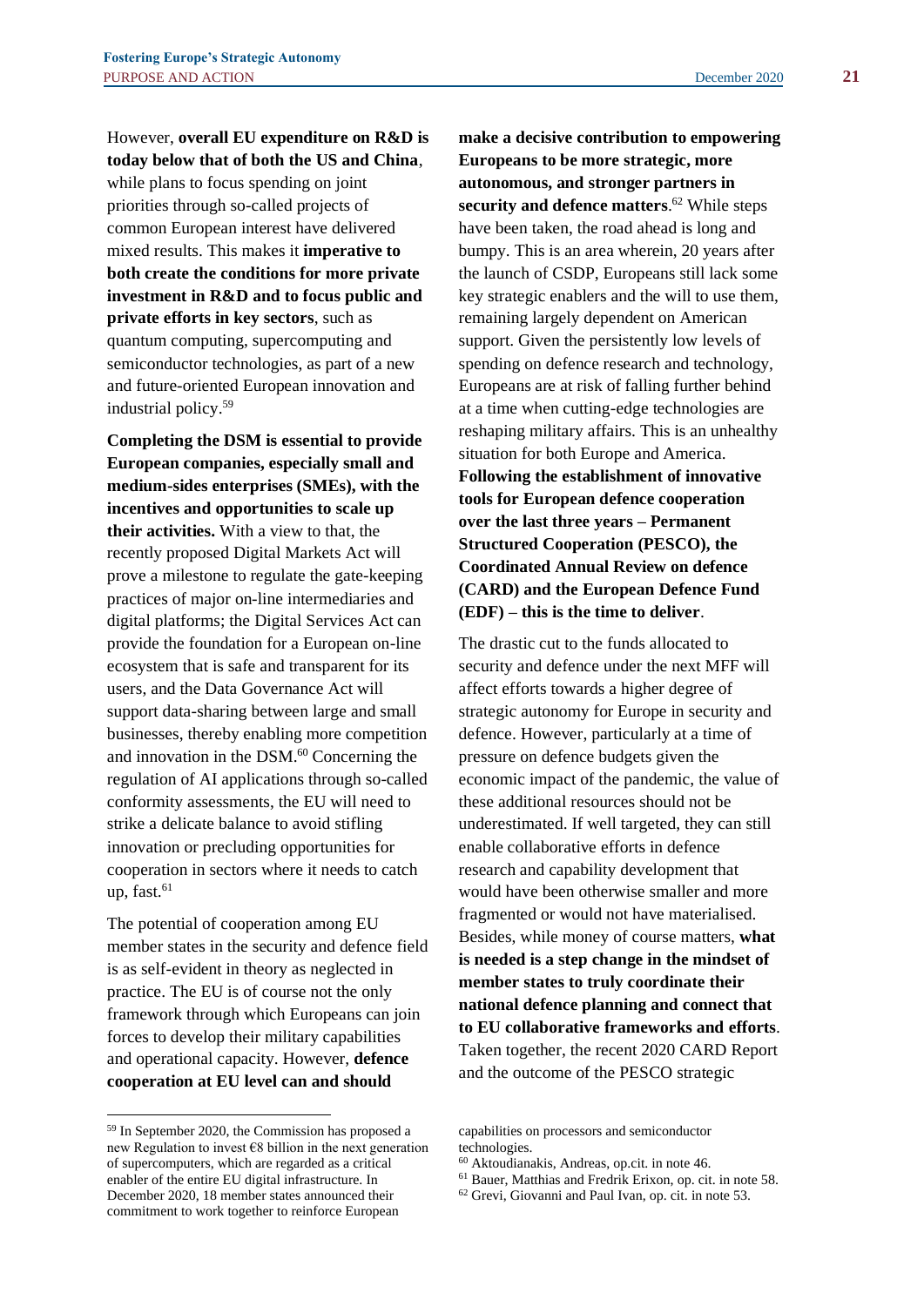However, **overall EU expenditure on R&D is today below that of both the US and China**, while plans to focus spending on joint priorities through so-called projects of common European interest have delivered mixed results. This makes it **imperative to both create the conditions for more private investment in R&D and to focus public and private efforts in key sectors**, such as quantum computing, supercomputing and semiconductor technologies, as part of a new and future-oriented European innovation and industrial policy.[59]

**Completing the DSM is essential to provide European companies, especially small and medium-sides enterprises (SMEs), with the incentives and opportunities to scale up their activities.** With a view to that, the recently proposed Digital Markets Act will prove a milestone to regulate the gate-keeping practices of major on-line intermediaries and digital platforms; the Digital Services Act can provide the foundation for a European on-line ecosystem that is safe and transparent for its users, and the Data Governance Act will support data-sharing between large and small businesses, thereby enabling more competition and innovation in the DSM.[60] Concerning the regulation of AI applications through so-called conformity assessments, the EU will need to strike a delicate balance to avoid stifling innovation or precluding opportunities for cooperation in sectors where it needs to catch up, fast.[61]

The potential of cooperation among EU member states in the security and defence field is as self-evident in theory as neglected in practice. The EU is of course not the only framework through which Europeans can join forces to develop their military capabilities and operational capacity. However, **defence cooperation at EU level can and should make a decisive contribution to empowering Europeans to be more strategic, more autonomous, and stronger partners in security and defence matters**.[62] While steps have been taken, the road ahead is long and bumpy. This is an area wherein, 20 years after the launch of CSDP, Europeans still lack some key strategic enablers and the will to use them, remaining largely dependent on American support. Given the persistently low levels of spending on defence research and technology, Europeans are at risk of falling further behind at a time when cutting-edge technologies are reshaping military affairs. This is an unhealthy situation for both Europe and America. **Following the establishment of innovative tools for European defence cooperation over the last three years – Permanent Structured Cooperation (PESCO), the Coordinated Annual Review on defence (CARD) and the European Defence Fund (EDF) – this is the time to deliver**.

The drastic cut to the funds allocated to security and defence under the next MFF will affect efforts towards a higher degree of strategic autonomy for Europe in security and defence. However, particularly at a time of pressure on defence budgets given the economic impact of the pandemic, the value of these additional resources should not be underestimated. If well targeted, they can still enable collaborative efforts in defence research and capability development that would have been otherwise smaller and more fragmented or would not have materialised. Besides, while money of course matters, **what is needed is a step change in the mindset of member states to truly coordinate their national defence planning and connect that to EU collaborative frameworks and efforts**. Taken together, the recent 2020 CARD Report and the outcome of the PESCO strategic

---

[59] In September 2020, the Commission has proposed a new Regulation to invest €8 billion in the next generation of supercomputers, which are regarded as a critical enabler of the entire EU digital infrastructure. In December 2020, 18 member states announced their commitment to work together to reinforce European capabilities on processors and semiconductor technologies.

[60] Aktoudianakis, Andreas, op.cit. in note 46.

[61] Bauer, Matthias and Fredrik Erixon, op. cit. in note 58.

[62] Grevi, Giovanni and Paul Ivan, op. cit. in note 53.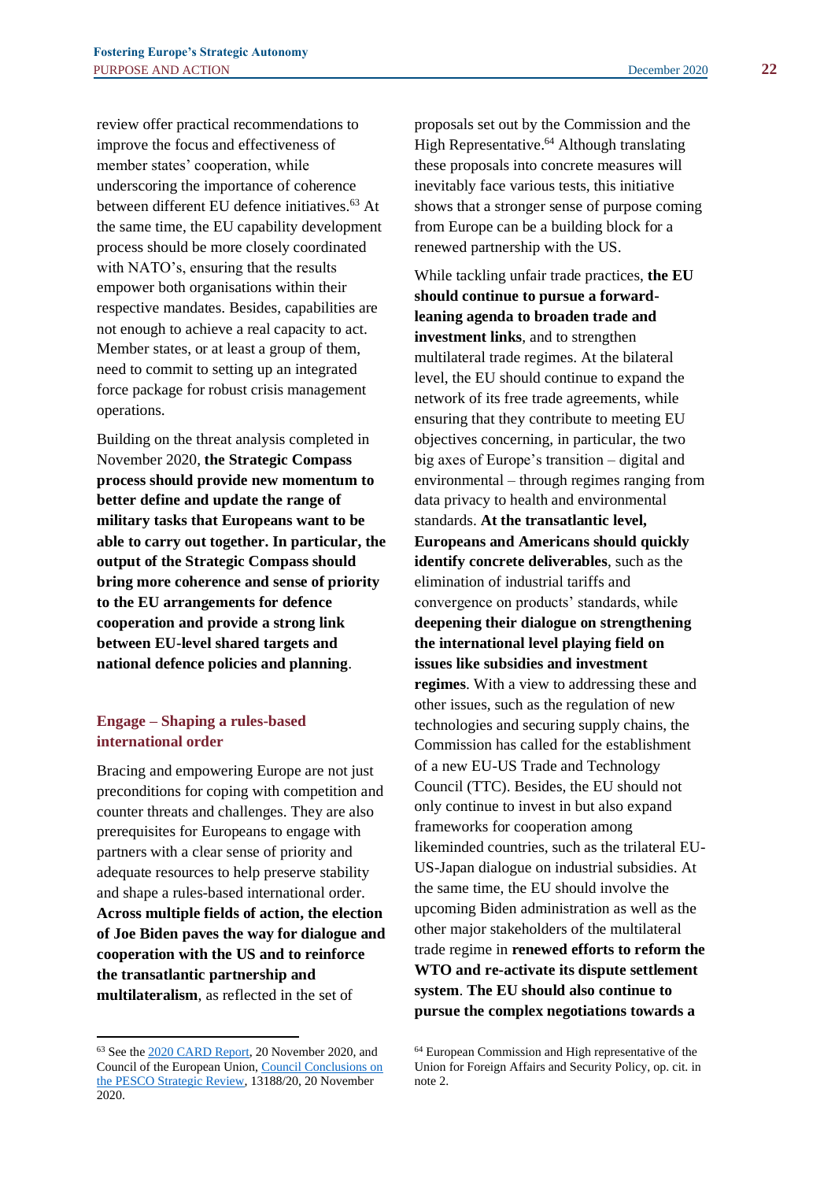review offer practical recommendations to improve the focus and effectiveness of member states' cooperation, while underscoring the importance of coherence between different EU defence initiatives.[63] At the same time, the EU capability development process should be more closely coordinated with NATO's, ensuring that the results empower both organisations within their respective mandates. Besides, capabilities are not enough to achieve a real capacity to act. Member states, or at least a group of them, need to commit to setting up an integrated force package for robust crisis management operations.

Building on the threat analysis completed in November 2020, **the Strategic Compass process should provide new momentum to better define and update the range of military tasks that Europeans want to be able to carry out together. In particular, the output of the Strategic Compass should bring more coherence and sense of priority to the EU arrangements for defence cooperation and provide a strong link between EU-level shared targets and national defence policies and planning**.

### Engage – Shaping a rules-based international order

Bracing and empowering Europe are not just preconditions for coping with competition and counter threats and challenges. They are also prerequisites for Europeans to engage with partners with a clear sense of priority and adequate resources to help preserve stability and shape a rules-based international order. **Across multiple fields of action, the election of Joe Biden paves the way for dialogue and cooperation with the US and to reinforce the transatlantic partnership and multilateralism**, as reflected in the set of proposals set out by the Commission and the High Representative.[64] Although translating these proposals into concrete measures will inevitably face various tests, this initiative shows that a stronger sense of purpose coming from Europe can be a building block for a renewed partnership with the US.

While tackling unfair trade practices, **the EU should continue to pursue a forward-leaning agenda to broaden trade and investment links**, and to strengthen multilateral trade regimes. At the bilateral level, the EU should continue to expand the network of its free trade agreements, while ensuring that they contribute to meeting EU objectives concerning, in particular, the two big axes of Europe's transition – digital and environmental – through regimes ranging from data privacy to health and environmental standards. **At the transatlantic level, Europeans and Americans should quickly identify concrete deliverables**, such as the elimination of industrial tariffs and convergence on products' standards, while **deepening their dialogue on strengthening the international level playing field on issues like subsidies and investment regimes**. With a view to addressing these and other issues, such as the regulation of new technologies and securing supply chains, the Commission has called for the establishment of a new EU-US Trade and Technology Council (TTC). Besides, the EU should not only continue to invest in but also expand frameworks for cooperation among likeminded countries, such as the trilateral EU-US-Japan dialogue on industrial subsidies. At the same time, the EU should involve the upcoming Biden administration as well as the other major stakeholders of the multilateral trade regime in **renewed efforts to reform the WTO and re-activate its dispute settlement system**. **The EU should also continue to pursue the complex negotiations towards a**

---

[63] See the 2020 CARD Report, 20 November 2020, and Council of the European Union, Council Conclusions on the PESCO Strategic Review, 13188/20, 20 November 2020.

[64] European Commission and High representative of the Union for Foreign Affairs and Security Policy, op. cit. in note 2.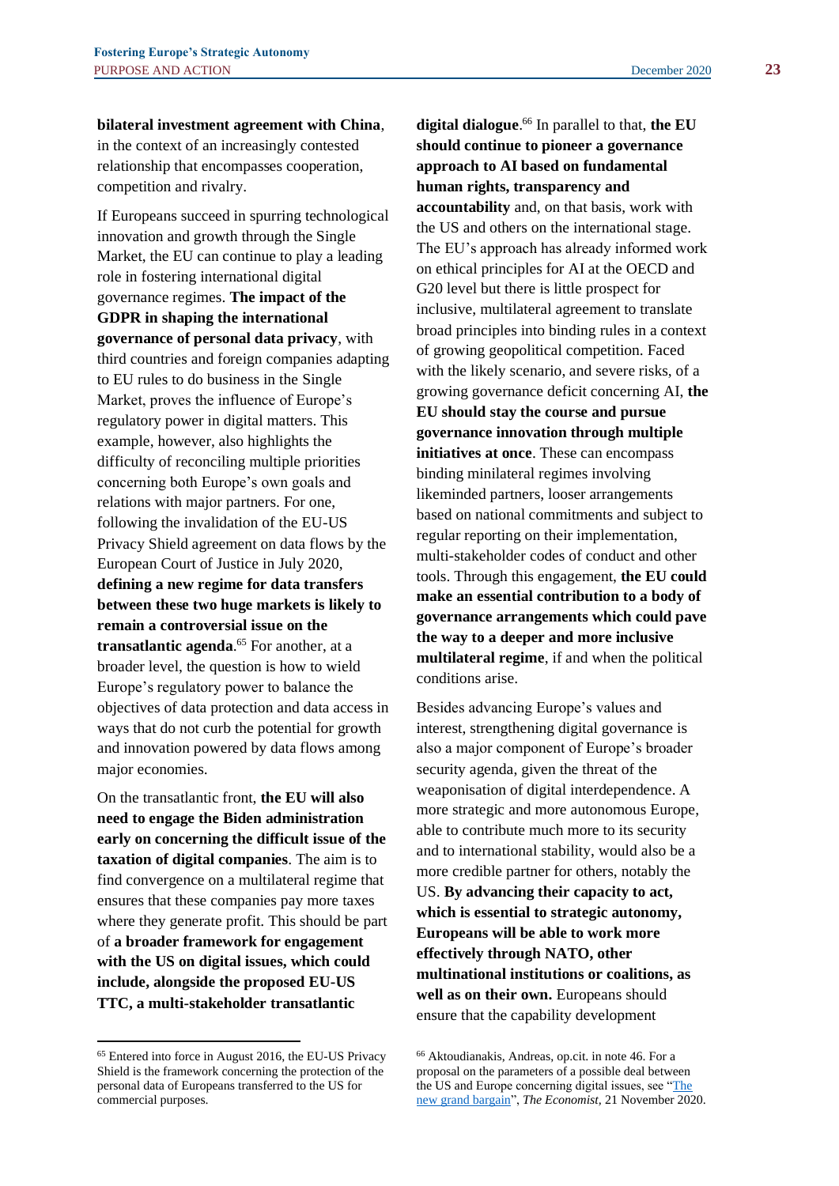**bilateral investment agreement with China**, in the context of an increasingly contested relationship that encompasses cooperation, competition and rivalry.

If Europeans succeed in spurring technological innovation and growth through the Single Market, the EU can continue to play a leading role in fostering international digital governance regimes. **The impact of the GDPR in shaping the international governance of personal data privacy**, with third countries and foreign companies adapting to EU rules to do business in the Single Market, proves the influence of Europe's regulatory power in digital matters. This example, however, also highlights the difficulty of reconciling multiple priorities concerning both Europe's own goals and relations with major partners. For one, following the invalidation of the EU-US Privacy Shield agreement on data flows by the European Court of Justice in July 2020, **defining a new regime for data transfers between these two huge markets is likely to remain a controversial issue on the transatlantic agenda**.[65] For another, at a broader level, the question is how to wield Europe's regulatory power to balance the objectives of data protection and data access in ways that do not curb the potential for growth and innovation powered by data flows among major economies.

On the transatlantic front, **the EU will also need to engage the Biden administration early on concerning the difficult issue of the taxation of digital companies**. The aim is to find convergence on a multilateral regime that ensures that these companies pay more taxes where they generate profit. This should be part of **a broader framework for engagement with the US on digital issues, which could include, alongside the proposed EU-US TTC, a multi-stakeholder transatlantic digital dialogue**.[66] In parallel to that, **the EU should continue to pioneer a governance approach to AI based on fundamental human rights, transparency and accountability** and, on that basis, work with the US and others on the international stage. The EU's approach has already informed work on ethical principles for AI at the OECD and G20 level but there is little prospect for inclusive, multilateral agreement to translate broad principles into binding rules in a context of growing geopolitical competition. Faced with the likely scenario, and severe risks, of a growing governance deficit concerning AI, **the EU should stay the course and pursue governance innovation through multiple initiatives at once**. These can encompass binding minilateral regimes involving likeminded partners, looser arrangements based on national commitments and subject to regular reporting on their implementation, multi-stakeholder codes of conduct and other tools. Through this engagement, **the EU could make an essential contribution to a body of governance arrangements which could pave the way to a deeper and more inclusive multilateral regime**, if and when the political conditions arise.

Besides advancing Europe's values and interest, strengthening digital governance is also a major component of Europe's broader security agenda, given the threat of the weaponisation of digital interdependence. A more strategic and more autonomous Europe, able to contribute much more to its security and to international stability, would also be a more credible partner for others, notably the US. **By advancing their capacity to act, which is essential to strategic autonomy, Europeans will be able to work more effectively through NATO, other multinational institutions or coalitions, as well as on their own.** Europeans should ensure that the capability development

---

[65] Entered into force in August 2016, the EU-US Privacy Shield is the framework concerning the protection of the personal data of Europeans transferred to the US for commercial purposes.

[66] Aktoudianakis, Andreas, op.cit. in note 46. For a proposal on the parameters of a possible deal between the US and Europe concerning digital issues, see "[The new grand bargain](#)", *The Economist*, 21 November 2020.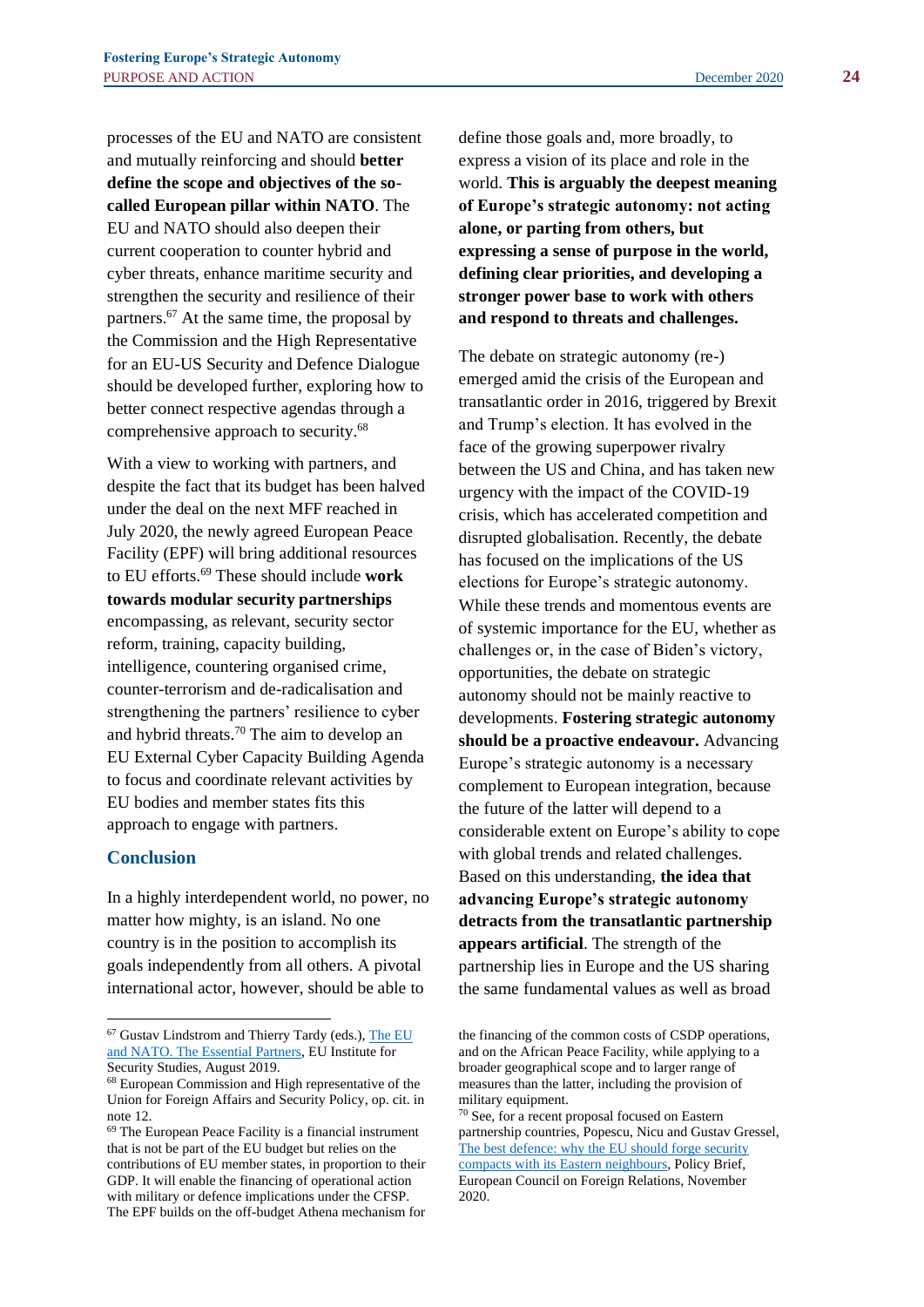processes of the EU and NATO are consistent and mutually reinforcing and should **better define the scope and objectives of the so-called European pillar within NATO**. The EU and NATO should also deepen their current cooperation to counter hybrid and cyber threats, enhance maritime security and strengthen the security and resilience of their partners.[67] At the same time, the proposal by the Commission and the High Representative for an EU-US Security and Defence Dialogue should be developed further, exploring how to better connect respective agendas through a comprehensive approach to security.[68]

With a view to working with partners, and despite the fact that its budget has been halved under the deal on the next MFF reached in July 2020, the newly agreed European Peace Facility (EPF) will bring additional resources to EU efforts.[69] These should include **work towards modular security partnerships** encompassing, as relevant, security sector reform, training, capacity building, intelligence, countering organised crime, counter-terrorism and de-radicalisation and strengthening the partners' resilience to cyber and hybrid threats.[70] The aim to develop an EU External Cyber Capacity Building Agenda to focus and coordinate relevant activities by EU bodies and member states fits this approach to engage with partners.

## Conclusion

In a highly interdependent world, no power, no matter how mighty, is an island. No one country is in the position to accomplish its goals independently from all others. A pivotal international actor, however, should be able to define those goals and, more broadly, to express a vision of its place and role in the world. **This is arguably the deepest meaning of Europe's strategic autonomy: not acting alone, or parting from others, but expressing a sense of purpose in the world, defining clear priorities, and developing a stronger power base to work with others and respond to threats and challenges.**

The debate on strategic autonomy (re-) emerged amid the crisis of the European and transatlantic order in 2016, triggered by Brexit and Trump's election. It has evolved in the face of the growing superpower rivalry between the US and China, and has taken new urgency with the impact of the COVID-19 crisis, which has accelerated competition and disrupted globalisation. Recently, the debate has focused on the implications of the US elections for Europe's strategic autonomy. While these trends and momentous events are of systemic importance for the EU, whether as challenges or, in the case of Biden's victory, opportunities, the debate on strategic autonomy should not be mainly reactive to developments. **Fostering strategic autonomy should be a proactive endeavour.** Advancing Europe's strategic autonomy is a necessary complement to European integration, because the future of the latter will depend to a considerable extent on Europe's ability to cope with global trends and related challenges. Based on this understanding, **the idea that advancing Europe's strategic autonomy detracts from the transatlantic partnership appears artificial**. The strength of the partnership lies in Europe and the US sharing the same fundamental values as well as broad

---

[67] Gustav Lindstrom and Thierry Tardy (eds.), The EU and NATO. The Essential Partners, EU Institute for Security Studies, August 2019.

[68] European Commission and High representative of the Union for Foreign Affairs and Security Policy, op. cit. in note 12.

[69] The European Peace Facility is a financial instrument that is not be part of the EU budget but relies on the contributions of EU member states, in proportion to their GDP. It will enable the financing of operational action with military or defence implications under the CFSP. The EPF builds on the off-budget Athena mechanism for the financing of the common costs of CSDP operations, and on the African Peace Facility, while applying to a broader geographical scope and to larger range of measures than the latter, including the provision of military equipment.

[70] See, for a recent proposal focused on Eastern partnership countries, Popescu, Nicu and Gustav Gressel, The best defence: why the EU should forge security compacts with its Eastern neighbours, Policy Brief, European Council on Foreign Relations, November 2020.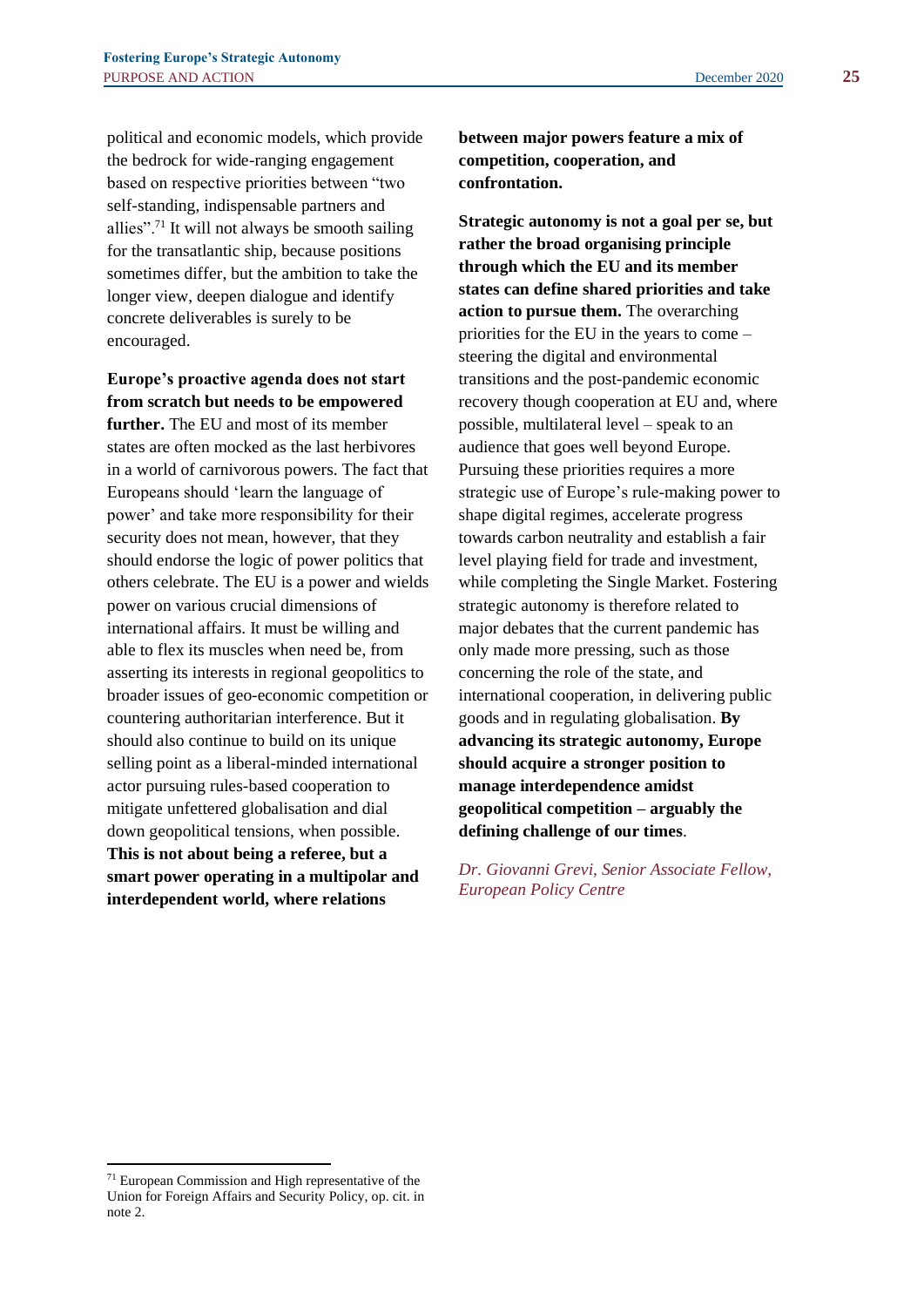political and economic models, which provide the bedrock for wide-ranging engagement based on respective priorities between "two self-standing, indispensable partners and allies".[71] It will not always be smooth sailing for the transatlantic ship, because positions sometimes differ, but the ambition to take the longer view, deepen dialogue and identify concrete deliverables is surely to be encouraged.

**Europe's proactive agenda does not start from scratch but needs to be empowered further.** The EU and most of its member states are often mocked as the last herbivores in a world of carnivorous powers. The fact that Europeans should 'learn the language of power' and take more responsibility for their security does not mean, however, that they should endorse the logic of power politics that others celebrate. The EU is a power and wields power on various crucial dimensions of international affairs. It must be willing and able to flex its muscles when need be, from asserting its interests in regional geopolitics to broader issues of geo-economic competition or countering authoritarian interference. But it should also continue to build on its unique selling point as a liberal-minded international actor pursuing rules-based cooperation to mitigate unfettered globalisation and dial down geopolitical tensions, when possible. **This is not about being a referee, but a smart power operating in a multipolar and interdependent world, where relations between major powers feature a mix of competition, cooperation, and confrontation.**

**Strategic autonomy is not a goal per se, but rather the broad organising principle through which the EU and its member states can define shared priorities and take action to pursue them.** The overarching priorities for the EU in the years to come – steering the digital and environmental transitions and the post-pandemic economic recovery though cooperation at EU and, where possible, multilateral level – speak to an audience that goes well beyond Europe. Pursuing these priorities requires a more strategic use of Europe's rule-making power to shape digital regimes, accelerate progress towards carbon neutrality and establish a fair level playing field for trade and investment, while completing the Single Market. Fostering strategic autonomy is therefore related to major debates that the current pandemic has only made more pressing, such as those concerning the role of the state, and international cooperation, in delivering public goods and in regulating globalisation. **By advancing its strategic autonomy, Europe should acquire a stronger position to manage interdependence amidst geopolitical competition – arguably the defining challenge of our times**.

*Dr. Giovanni Grevi, Senior Associate Fellow, European Policy Centre*

[71] European Commission and High representative of the Union for Foreign Affairs and Security Policy, op. cit. in note 2.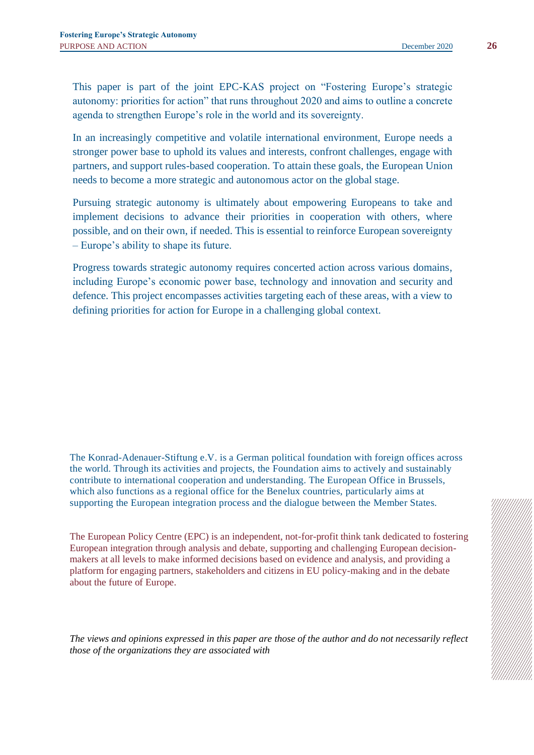This paper is part of the joint EPC-KAS project on "Fostering Europe's strategic autonomy: priorities for action" that runs throughout 2020 and aims to outline a concrete agenda to strengthen Europe's role in the world and its sovereignty.

In an increasingly competitive and volatile international environment, Europe needs a stronger power base to uphold its values and interests, confront challenges, engage with partners, and support rules-based cooperation. To attain these goals, the European Union needs to become a more strategic and autonomous actor on the global stage.

Pursuing strategic autonomy is ultimately about empowering Europeans to take and implement decisions to advance their priorities in cooperation with others, where possible, and on their own, if needed. This is essential to reinforce European sovereignty – Europe's ability to shape its future.

Progress towards strategic autonomy requires concerted action across various domains, including Europe's economic power base, technology and innovation and security and defence. This project encompasses activities targeting each of these areas, with a view to defining priorities for action for Europe in a challenging global context.

The Konrad-Adenauer-Stiftung e.V. is a German political foundation with foreign offices across the world. Through its activities and projects, the Foundation aims to actively and sustainably contribute to international cooperation and understanding. The European Office in Brussels, which also functions as a regional office for the Benelux countries, particularly aims at supporting the European integration process and the dialogue between the Member States.

The European Policy Centre (EPC) is an independent, not-for-profit think tank dedicated to fostering European integration through analysis and debate, supporting and challenging European decision-makers at all levels to make informed decisions based on evidence and analysis, and providing a platform for engaging partners, stakeholders and citizens in EU policy-making and in the debate about the future of Europe.

*The views and opinions expressed in this paper are those of the author and do not necessarily reflect those of the organizations they are associated with*